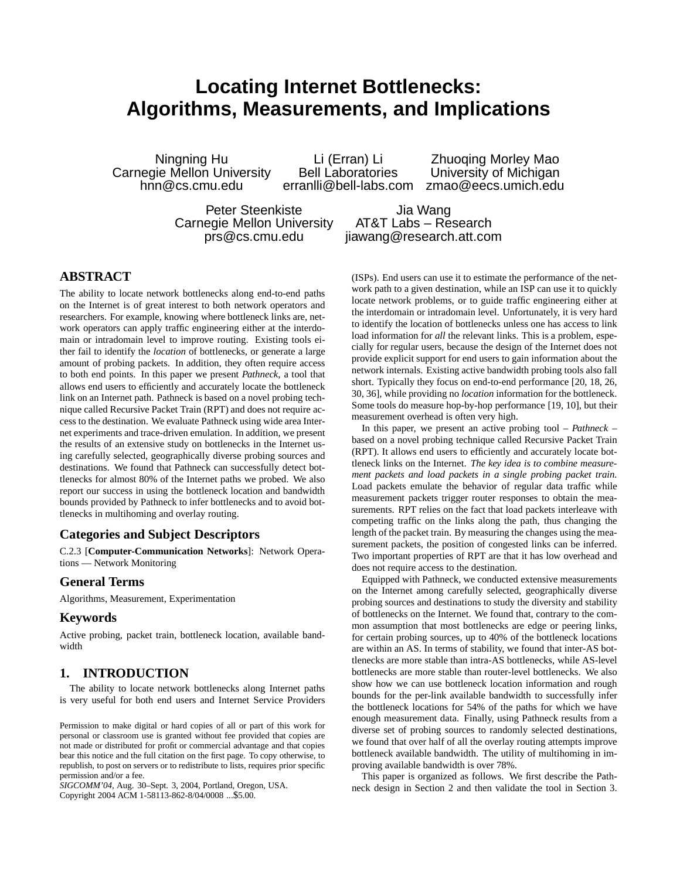# Locating Internet Bottlenecks: Algorithms, Measurements, and Implications

Ningning Hu
Carnegie Mellon University
hnn@cs.cmu.edu

Li (Erran) Li
Bell Laboratories
erranlli@bell-labs.com

Zhuoqing Morley Mao
University of Michigan
zmao@eecs.umich.edu

Peter Steenkiste
Carnegie Mellon University
prs@cs.cmu.edu

Jia Wang
AT&T Labs – Research
jiawang@research.att.com

## ABSTRACT

The ability to locate network bottlenecks along end-to-end paths on the Internet is of great interest to both network operators and researchers. For example, knowing where bottleneck links are, network operators can apply traffic engineering either at the interdomain or intradomain level to improve routing. Existing tools either fail to identify the *location* of bottlenecks, or generate a large amount of probing packets. In addition, they often require access to both end points. In this paper we present *Pathneck*, a tool that allows end users to efficiently and accurately locate the bottleneck link on an Internet path. Pathneck is based on a novel probing technique called Recursive Packet Train (RPT) and does not require access to the destination. We evaluate Pathneck using wide area Internet experiments and trace-driven emulation. In addition, we present the results of an extensive study on bottlenecks in the Internet using carefully selected, geographically diverse probing sources and destinations. We found that Pathneck can successfully detect bottlenecks for almost 80% of the Internet paths we probed. We also report our success in using the bottleneck location and bandwidth bounds provided by Pathneck to infer bottlenecks and to avoid bottlenecks in multihoming and overlay routing.

## Categories and Subject Descriptors

C.2.3 [**Computer-Communication Networks**]: Network Operations — Network Monitoring

## General Terms

Algorithms, Measurement, Experimentation

## Keywords

Active probing, packet train, bottleneck location, available bandwidth

## 1. INTRODUCTION

The ability to locate network bottlenecks along Internet paths is very useful for both end users and Internet Service Providers (ISPs). End users can use it to estimate the performance of the network path to a given destination, while an ISP can use it to quickly locate network problems, or to guide traffic engineering either at the interdomain or intradomain level. Unfortunately, it is very hard to identify the location of bottlenecks unless one has access to link load information for *all* the relevant links. This is a problem, especially for regular users, because the design of the Internet does not provide explicit support for end users to gain information about the network internals. Existing active bandwidth probing tools also fall short. Typically they focus on end-to-end performance [20, 18, 26, 30, 36], while providing no *location* information for the bottleneck. Some tools do measure hop-by-hop performance [19, 10], but their measurement overhead is often very high.

In this paper, we present an active probing tool – *Pathneck* – based on a novel probing technique called Recursive Packet Train (RPT). It allows end users to efficiently and accurately locate bottleneck links on the Internet. *The key idea is to combine measurement packets and load packets in a single probing packet train.* Load packets emulate the behavior of regular data traffic while measurement packets trigger router responses to obtain the measurements. RPT relies on the fact that load packets interleave with competing traffic on the links along the path, thus changing the length of the packet train. By measuring the changes using the measurement packets, the position of congested links can be inferred. Two important properties of RPT are that it has low overhead and does not require access to the destination.

Equipped with Pathneck, we conducted extensive measurements on the Internet among carefully selected, geographically diverse probing sources and destinations to study the diversity and stability of bottlenecks on the Internet. We found that, contrary to the common assumption that most bottlenecks are edge or peering links, for certain probing sources, up to 40% of the bottleneck locations are within an AS. In terms of stability, we found that inter-AS bottlenecks are more stable than intra-AS bottlenecks, while AS-level bottlenecks are more stable than router-level bottlenecks. We also show how we can use bottleneck location information and rough bounds for the per-link available bandwidth to successfully infer the bottleneck locations for 54% of the paths for which we have enough measurement data. Finally, using Pathneck results from a diverse set of probing sources to randomly selected destinations, we found that over half of all the overlay routing attempts improve bottleneck available bandwidth. The utility of multihoming in improving available bandwidth is over 78%.

This paper is organized as follows. We first describe the Pathneck design in Section 2 and then validate the tool in Section 3.

Permission to make digital or hard copies of all or part of this work for personal or classroom use is granted without fee provided that copies are not made or distributed for profit or commercial advantage and that copies bear this notice and the full citation on the first page. To copy otherwise, to republish, to post on servers or to redistribute to lists, requires prior specific permission and/or a fee.
*SIGCOMM'04*, Aug. 30–Sept. 3, 2004, Portland, Oregon, USA.
Copyright 2004 ACM 1-58113-862-8/04/0008 ...$5.00.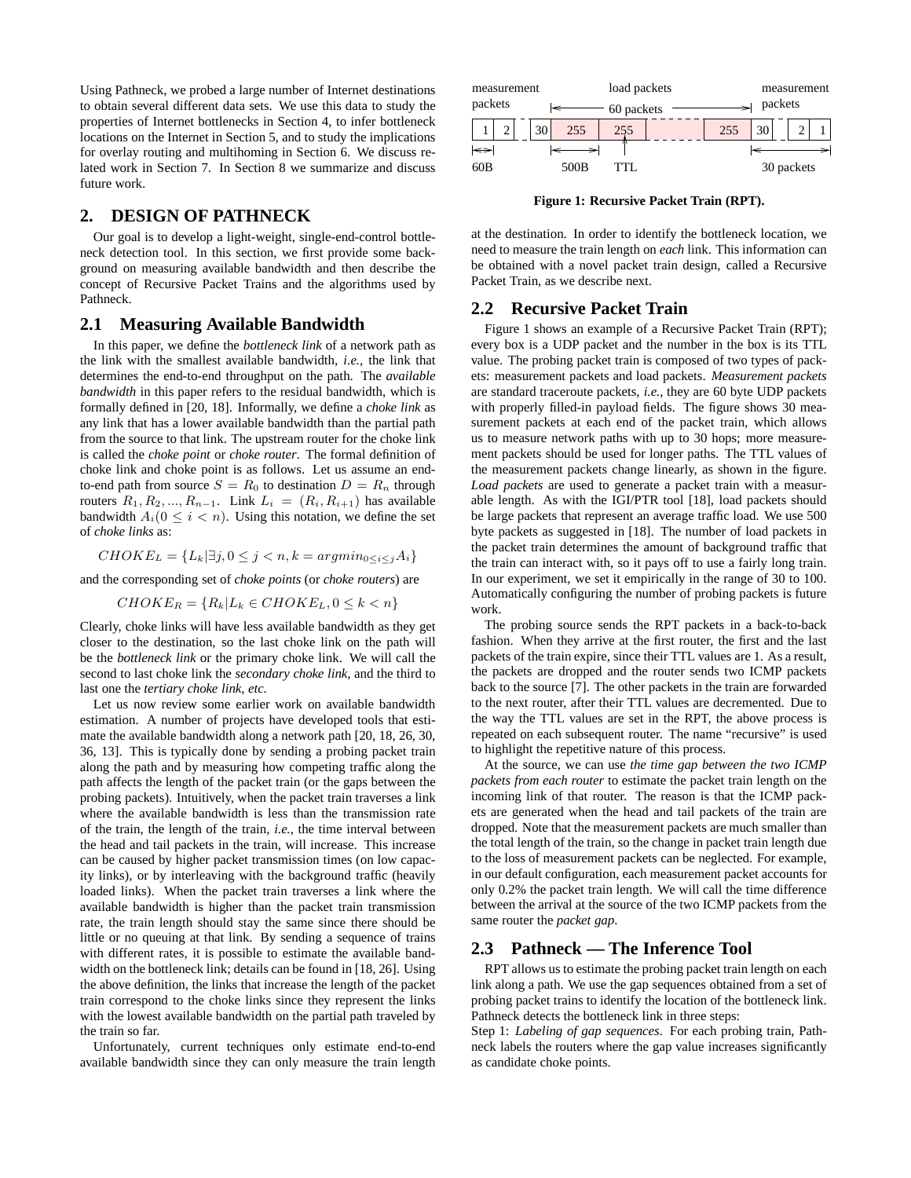Using Pathneck, we probed a large number of Internet destinations to obtain several different data sets. We use this data to study the properties of Internet bottlenecks in Section 4, to infer bottleneck locations on the Internet in Section 5, and to study the implications for overlay routing and multihoming in Section 6. We discuss related work in Section 7. In Section 8 we summarize and discuss future work.

## 2. DESIGN OF PATHNECK

Our goal is to develop a light-weight, single-end-control bottleneck detection tool. In this section, we first provide some background on measuring available bandwidth and then describe the concept of Recursive Packet Trains and the algorithms used by Pathneck.

### 2.1 Measuring Available Bandwidth

In this paper, we define the *bottleneck link* of a network path as the link with the smallest available bandwidth, *i.e.,* the link that determines the end-to-end throughput on the path. The *available bandwidth* in this paper refers to the residual bandwidth, which is formally defined in [20, 18]. Informally, we define a *choke link* as any link that has a lower available bandwidth than the partial path from the source to that link. The upstream router for the choke link is called the *choke point* or *choke router*. The formal definition of choke link and choke point is as follows. Let us assume an end-to-end path from source $S = R_0$ to destination $D = R_n$ through routers $R_1, R_2, ..., R_{n-1}$. Link $L_i = (R_i, R_{i+1})$ has available bandwidth $A_i (0 \leq i < n)$. Using this notation, we define the set of *choke links* as:

$$CHOKE_L = \{L_k | \exists j, 0 \leq j < n, k = argmin_{0 \leq i \leq j} A_i\}$$

and the corresponding set of *choke points* (or *choke routers*) are

$$CHOKE_R = \{R_k | L_k \in CHOKE_L, 0 \leq k < n\}$$

Clearly, choke links will have less available bandwidth as they get closer to the destination, so the last choke link on the path will be the *bottleneck link* or the primary choke link. We will call the second to last choke link the *secondary choke link*, and the third to last one the *tertiary choke link*, *etc.*

Let us now review some earlier work on available bandwidth estimation. A number of projects have developed tools that estimate the available bandwidth along a network path [20, 18, 26, 30, 36, 13]. This is typically done by sending a probing packet train along the path and by measuring how competing traffic along the path affects the length of the packet train (or the gaps between the probing packets). Intuitively, when the packet train traverses a link where the available bandwidth is less than the transmission rate of the train, the length of the train, *i.e.,* the time interval between the head and tail packets in the train, will increase. This increase can be caused by higher packet transmission times (on low capacity links), or by interleaving with the background traffic (heavily loaded links). When the packet train traverses a link where the available bandwidth is higher than the packet train transmission rate, the train length should stay the same since there should be little or no queuing at that link. By sending a sequence of trains with different rates, it is possible to estimate the available bandwidth on the bottleneck link; details can be found in [18, 26]. Using the above definition, the links that increase the length of the packet train correspond to the choke links since they represent the links with the lowest available bandwidth on the partial path traveled by the train so far.

Unfortunately, current techniques only estimate end-to-end available bandwidth since they can only measure the train length at the destination. In order to identify the bottleneck location, we need to measure the train length on *each* link. This information can be obtained with a novel packet train design, called a Recursive Packet Train, as we describe next.

measurement packets
load packets
measurement packets
60 packets
1 2 30 255 255 255 30 2 1
60B
500B
TTL
30 packets

**Figure 1: Recursive Packet Train (RPT).**

### 2.2 Recursive Packet Train

Figure 1 shows an example of a Recursive Packet Train (RPT); every box is a UDP packet and the number in the box is its TTL value. The probing packet train is composed of two types of packets: measurement packets and load packets. *Measurement packets* are standard traceroute packets, *i.e.,* they are 60 byte UDP packets with properly filled-in payload fields. The figure shows 30 measurement packets at each end of the packet train, which allows us to measure network paths with up to 30 hops; more measurement packets should be used for longer paths. The TTL values of the measurement packets change linearly, as shown in the figure. *Load packets* are used to generate a packet train with a measurable length. As with the IGI/PTR tool [18], load packets should be large packets that represent an average traffic load. We use 500 byte packets as suggested in [18]. The number of load packets in the packet train determines the amount of background traffic that the train can interact with, so it pays off to use a fairly long train. In our experiment, we set it empirically in the range of 30 to 100. Automatically configuring the number of probing packets is future work.

The probing source sends the RPT packets in a back-to-back fashion. When they arrive at the first router, the first and the last packets of the train expire, since their TTL values are 1. As a result, the packets are dropped and the router sends two ICMP packets back to the source [7]. The other packets in the train are forwarded to the next router, after their TTL values are decremented. Due to the way the TTL values are set in the RPT, the above process is repeated on each subsequent router. The name "recursive" is used to highlight the repetitive nature of this process.

At the source, we can use *the time gap between the two ICMP packets from each router* to estimate the packet train length on the incoming link of that router. The reason is that the ICMP packets are generated when the head and tail packets of the train are dropped. Note that the measurement packets are much smaller than the total length of the train, so the change in packet train length due to the loss of measurement packets can be neglected. For example, in our default configuration, each measurement packet accounts for only 0.2% the packet train length. We will call the time difference between the arrival at the source of the two ICMP packets from the same router the *packet gap*.

### 2.3 Pathneck — The Inference Tool

RPT allows us to estimate the probing packet train length on each link along a path. We use the gap sequences obtained from a set of probing packet trains to identify the location of the bottleneck link. Pathneck detects the bottleneck link in three steps:

Step 1: *Labeling of gap sequences*. For each probing train, Pathneck labels the routers where the gap value increases significantly as candidate choke points.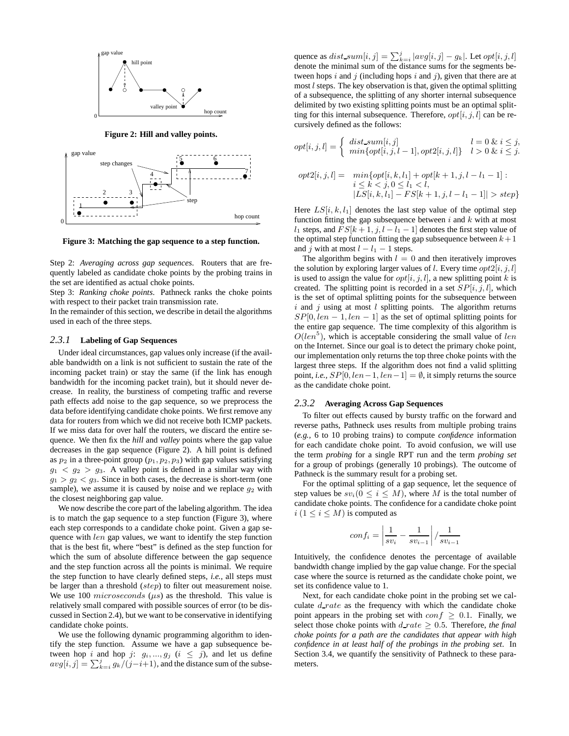Figure 2: Hill and valley points.

Figure 3: Matching the gap sequence to a step function.

Step 2: *Averaging across gap sequences*. Routers that are frequently labeled as candidate choke points by the probing trains in the set are identified as actual choke points.

Step 3: *Ranking choke points*. Pathneck ranks the choke points with respect to their packet train transmission rate.

In the remainder of this section, we describe in detail the algorithms used in each of the three steps.

### 2.3.1 Labeling of Gap Sequences

Under ideal circumstances, gap values only increase (if the available bandwidth on a link is not sufficient to sustain the rate of the incoming packet train) or stay the same (if the link has enough bandwidth for the incoming packet train), but it should never decrease. In reality, the burstiness of competing traffic and reverse path effects add noise to the gap sequence, so we preprocess the data before identifying candidate choke points. We first remove any data for routers from which we did not receive both ICMP packets. If we miss data for over half the routers, we discard the entire sequence. We then fix the *hill* and *valley* points where the gap value decreases in the gap sequence (Figure 2). A hill point is defined as $p_2$ in a three-point group $(p_1, p_2, p_3)$ with gap values satisfying $g_1 < g_2 > g_3$. A valley point is defined in a similar way with $g_1 > g_2 < g_3$. Since in both cases, the decrease is short-term (one sample), we assume it is caused by noise and we replace $g_2$ with the closest neighboring gap value.

We now describe the core part of the labeling algorithm. The idea is to match the gap sequence to a step function (Figure 3), where each step corresponds to a candidate choke point. Given a gap sequence with $len$ gap values, we want to identify the step function that is the best fit, where "best" is defined as the step function for which the sum of absolute difference between the gap sequence and the step function across all the points is minimal. We require the step function to have clearly defined steps, *i.e.,* all steps must be larger than a threshold ($step$) to filter out measurement noise. We use 100 $microseconds$ ($\mu s$) as the threshold. This value is relatively small compared with possible sources of error (to be discussed in Section 2.4), but we want to be conservative in identifying candidate choke points.

We use the following dynamic programming algorithm to identify the step function. Assume we have a gap subsequence between hop $i$ and hop $j$: $g_i, ..., g_j$ $(i \leq j)$, and let us define $avg[i, j] = \sum_{k=i}^{j} g_k/(j-i+1)$, and the distance sum of the subsequence as $dist\_sum[i, j] = \sum_{k=i}^{j} |avg[i, j] - g_k|$. Let $opt[i, j, l]$ denote the minimal sum of the distance sums for the segments between hops $i$ and $j$ (including hops $i$ and $j$), given that there are at most $l$ steps. The key observation is that, given the optimal splitting of a subsequence, the splitting of any shorter internal subsequence delimited by two existing splitting points must be an optimal splitting for this internal subsequence. Therefore, $opt[i, j, l]$ can be recursively defined as the follows:

$$opt[i, j, l] = \begin{cases} dist\_sum[i, j] & l = 0 \;\&\; i \leq j, \\ min\{opt[i, j, l-1], opt2[i, j, l]\} & l > 0 \;\&\; i \leq j. \end{cases}$$

$$\begin{aligned} opt2[i, j, l] = \;& min\{opt[i, k, l_1] + opt[k+1, j, l-l_1-1] : \\ & i \leq k < j, 0 \leq l_1 < l, \\ & |LS[i, k, l_1] - FS[k+1, j, l-l_1-1]| > step\} \end{aligned}$$

Here $LS[i, k, l_1]$ denotes the last step value of the optimal step function fitting the gap subsequence between $i$ and $k$ with at most $l_1$ steps, and $FS[k+1, j, l-l_1-1]$ denotes the first step value of the optimal step function fitting the gap subsequence between $k+1$ and $j$ with at most $l - l_1 - 1$ steps.

The algorithm begins with $l = 0$ and then iteratively improves the solution by exploring larger values of $l$. Every time $opt2[i, j, l]$ is used to assign the value for $opt[i, j, l]$, a new splitting point $k$ is created. The splitting point is recorded in a set $SP[i, j, l]$, which is the set of optimal splitting points for the subsequence between $i$ and $j$ using at most $l$ splitting points. The algorithm returns $SP[0, len-1, len-1]$ as the set of optimal splitting points for the entire gap sequence. The time complexity of this algorithm is $O(len^5)$, which is acceptable considering the small value of $len$ on the Internet. Since our goal is to detect the primary choke point, our implementation only returns the top three choke points with the largest three steps. If the algorithm does not find a valid splitting point, *i.e.,* $SP[0, len-1, len-1] = \emptyset$, it simply returns the source as the candidate choke point.

### 2.3.2 Averaging Across Gap Sequences

To filter out effects caused by bursty traffic on the forward and reverse paths, Pathneck uses results from multiple probing trains (*e.g.,* 6 to 10 probing trains) to compute *confidence* information for each candidate choke point. To avoid confusion, we will use the term *probing* for a single RPT run and the term *probing set* for a group of probings (generally 10 probings). The outcome of Pathneck is the summary result for a probing set.

For the optimal splitting of a gap sequence, let the sequence of step values be $sv_i (0 \leq i \leq M)$, where $M$ is the total number of candidate choke points. The confidence for a candidate choke point $i$ $(1 \leq i \leq M)$ is computed as

$$conf_i = \left| \frac{1}{sv_i} - \frac{1}{sv_{i-1}} \right| / \frac{1}{sv_{i-1}}$$

Intuitively, the confidence denotes the percentage of available bandwidth change implied by the gap value change. For the special case where the source is returned as the candidate choke point, we set its confidence value to 1.

Next, for each candidate choke point in the probing set we calculate $d\_rate$ as the frequency with which the candidate choke point appears in the probing set with $conf \geq 0.1$. Finally, we select those choke points with $d\_rate \geq 0.5$. Therefore, *the final choke points for a path are the candidates that appear with high confidence in at least half of the probings in the probing set*. In Section 3.4, we quantify the sensitivity of Pathneck to these parameters.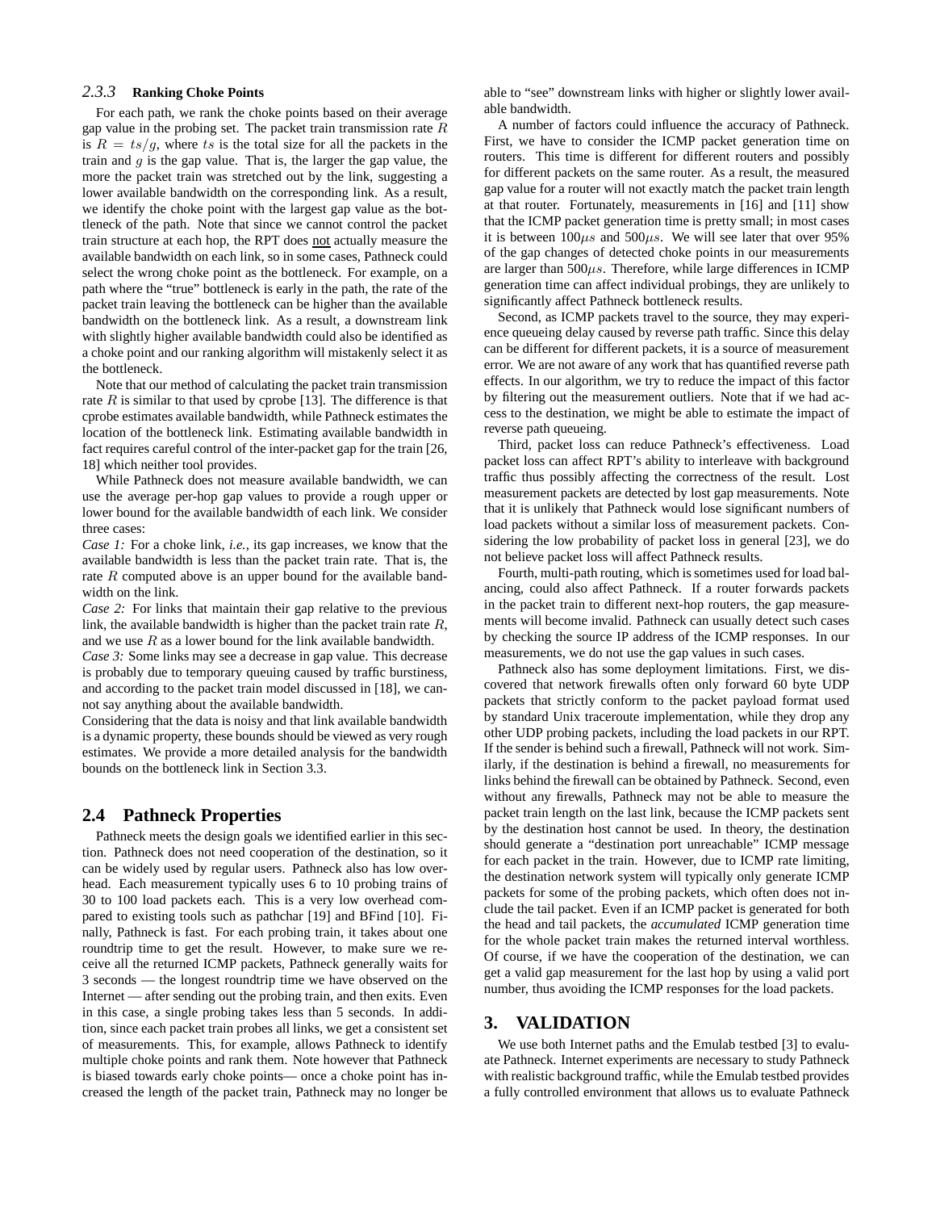#### 2.3.3 Ranking Choke Points

For each path, we rank the choke points based on their average gap value in the probing set. The packet train transmission rate $R$ is $R = ts/g$, where $ts$ is the total size for all the packets in the train and $g$ is the gap value. That is, the larger the gap value, the more the packet train was stretched out by the link, suggesting a lower available bandwidth on the corresponding link. As a result, we identify the choke point with the largest gap value as the bottleneck of the path. Note that since we cannot control the packet train structure at each hop, the RPT does not actually measure the available bandwidth on each link, so in some cases, Pathneck could select the wrong choke point as the bottleneck. For example, on a path where the "true" bottleneck is early in the path, the rate of the packet train leaving the bottleneck can be higher than the available bandwidth on the bottleneck link. As a result, a downstream link with slightly higher available bandwidth could also be identified as a choke point and our ranking algorithm will mistakenly select it as the bottleneck.

Note that our method of calculating the packet train transmission rate $R$ is similar to that used by cprobe [13]. The difference is that cprobe estimates available bandwidth, while Pathneck estimates the location of the bottleneck link. Estimating available bandwidth in fact requires careful control of the inter-packet gap for the train [26, 18] which neither tool provides.

While Pathneck does not measure available bandwidth, we can use the average per-hop gap values to provide a rough upper or lower bound for the available bandwidth of each link. We consider three cases:

*Case 1:* For a choke link, *i.e.,* its gap increases, we know that the available bandwidth is less than the packet train rate. That is, the rate $R$ computed above is an upper bound for the available bandwidth on the link.

*Case 2:* For links that maintain their gap relative to the previous link, the available bandwidth is higher than the packet train rate $R$, and we use $R$ as a lower bound for the link available bandwidth.

*Case 3:* Some links may see a decrease in gap value. This decrease is probably due to temporary queuing caused by traffic burstiness, and according to the packet train model discussed in [18], we cannot say anything about the available bandwidth.

Considering that the data is noisy and that link available bandwidth is a dynamic property, these bounds should be viewed as very rough estimates. We provide a more detailed analysis for the bandwidth bounds on the bottleneck link in Section 3.3.

## 2.4 Pathneck Properties

Pathneck meets the design goals we identified earlier in this section. Pathneck does not need cooperation of the destination, so it can be widely used by regular users. Pathneck also has low overhead. Each measurement typically uses 6 to 10 probing trains of 30 to 100 load packets each. This is a very low overhead compared to existing tools such as pathchar [19] and BFind [10]. Finally, Pathneck is fast. For each probing train, it takes about one roundtrip time to get the result. However, to make sure we receive all the returned ICMP packets, Pathneck generally waits for 3 seconds — the longest roundtrip time we have observed on the Internet — after sending out the probing train, and then exits. Even in this case, a single probing takes less than 5 seconds. In addition, since each packet train probes all links, we get a consistent set of measurements. This, for example, allows Pathneck to identify multiple choke points and rank them. Note however that Pathneck is biased towards early choke points— once a choke point has increased the length of the packet train, Pathneck may no longer be able to "see" downstream links with higher or slightly lower available bandwidth.

A number of factors could influence the accuracy of Pathneck. First, we have to consider the ICMP packet generation time on routers. This time is different for different routers and possibly for different packets on the same router. As a result, the measured gap value for a router will not exactly match the packet train length at that router. Fortunately, measurements in [16] and [11] show that the ICMP packet generation time is pretty small; in most cases it is between $100\mu s$ and $500\mu s$. We will see later that over 95% of the gap changes of detected choke points in our measurements are larger than $500\mu s$. Therefore, while large differences in ICMP generation time can affect individual probings, they are unlikely to significantly affect Pathneck bottleneck results.

Second, as ICMP packets travel to the source, they may experience queueing delay caused by reverse path traffic. Since this delay can be different for different packets, it is a source of measurement error. We are not aware of any work that has quantified reverse path effects. In our algorithm, we try to reduce the impact of this factor by filtering out the measurement outliers. Note that if we had access to the destination, we might be able to estimate the impact of reverse path queueing.

Third, packet loss can reduce Pathneck's effectiveness. Load packet loss can affect RPT's ability to interleave with background traffic thus possibly affecting the correctness of the result. Lost measurement packets are detected by lost gap measurements. Note that it is unlikely that Pathneck would lose significant numbers of load packets without a similar loss of measurement packets. Considering the low probability of packet loss in general [23], we do not believe packet loss will affect Pathneck results.

Fourth, multi-path routing, which is sometimes used for load balancing, could also affect Pathneck. If a router forwards packets in the packet train to different next-hop routers, the gap measurements will become invalid. Pathneck can usually detect such cases by checking the source IP address of the ICMP responses. In our measurements, we do not use the gap values in such cases.

Pathneck also has some deployment limitations. First, we discovered that network firewalls often only forward 60 byte UDP packets that strictly conform to the packet payload format used by standard Unix traceroute implementation, while they drop any other UDP probing packets, including the load packets in our RPT. If the sender is behind such a firewall, Pathneck will not work. Similarly, if the destination is behind a firewall, no measurements for links behind the firewall can be obtained by Pathneck. Second, even without any firewalls, Pathneck may not be able to measure the packet train length on the last link, because the ICMP packets sent by the destination host cannot be used. In theory, the destination should generate a "destination port unreachable" ICMP message for each packet in the train. However, due to ICMP rate limiting, the destination network system will typically only generate ICMP packets for some of the probing packets, which often does not include the tail packet. Even if an ICMP packet is generated for both the head and tail packets, the *accumulated* ICMP generation time for the whole packet train makes the returned interval worthless. Of course, if we have the cooperation of the destination, we can get a valid gap measurement for the last hop by using a valid port number, thus avoiding the ICMP responses for the load packets.

# 3. VALIDATION

We use both Internet paths and the Emulab testbed [3] to evaluate Pathneck. Internet experiments are necessary to study Pathneck with realistic background traffic, while the Emulab testbed provides a fully controlled environment that allows us to evaluate Pathneck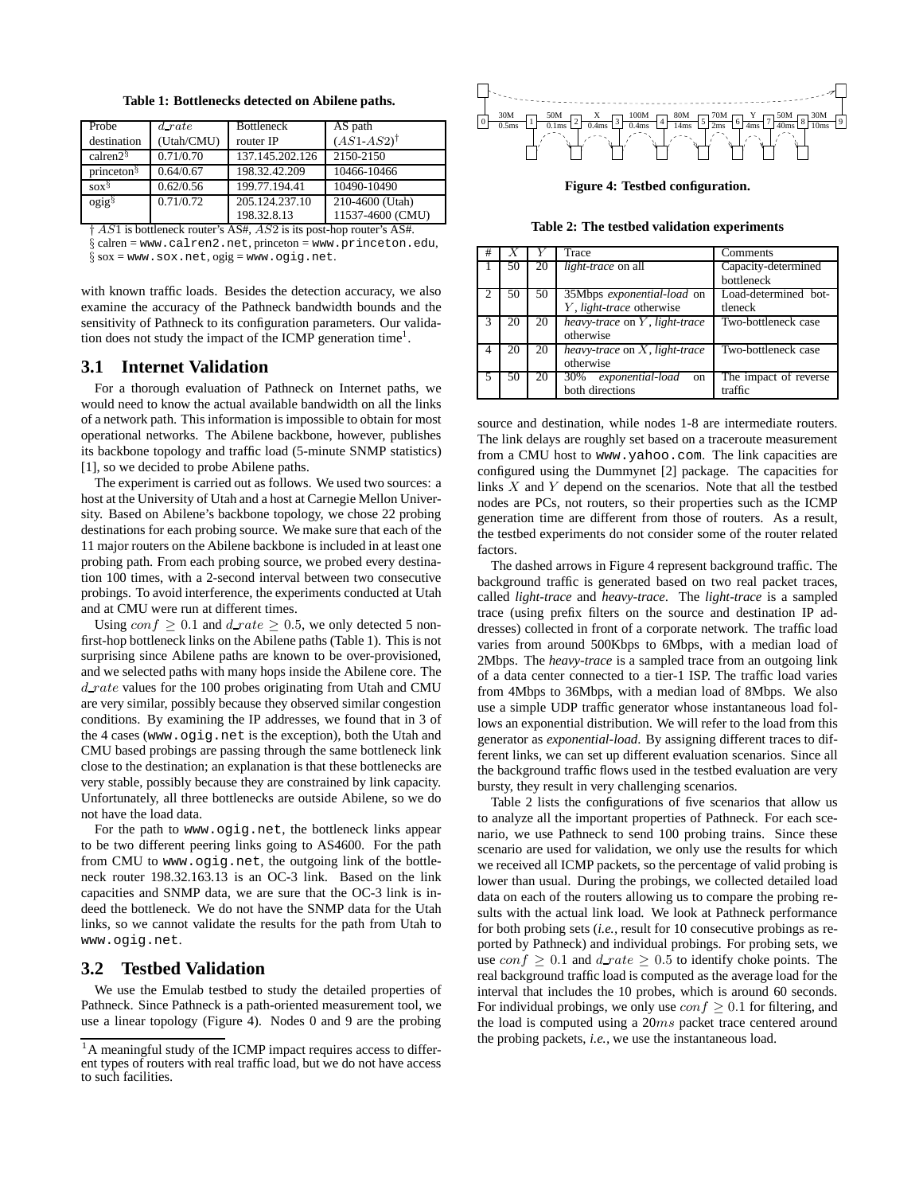**Table 1: Bottlenecks detected on Abilene paths.**

| Probe destination | $d\_rate$ (Utah/CMU) | Bottleneck router IP | AS path $(AS1\text{-}AS2)^{\dagger}$ |
|---|---|---|---|
| calren2§ | 0.71/0.70 | 137.145.202.126 | 2150-2150 |
| princeton§ | 0.64/0.67 | 198.32.42.209 | 10466-10466 |
| sox§ | 0.62/0.56 | 199.77.194.41 | 10490-10490 |
| ogig§ | 0.71/0.72 | 205.124.237.10<br>198.32.8.13 | 210-4600 (Utah)<br>11537-4600 (CMU) |

† $AS1$ is bottleneck router's AS#, $AS2$ is its post-hop router's AS#.
§ calren = www.calren2.net, princeton = www.princeton.edu,
§ sox = www.sox.net, ogig = www.ogig.net.

with known traffic loads. Besides the detection accuracy, we also examine the accuracy of the Pathneck bandwidth bounds and the sensitivity of Pathneck to its configuration parameters. Our validation does not study the impact of the ICMP generation time[1].

## 3.1 Internet Validation

For a thorough evaluation of Pathneck on Internet paths, we would need to know the actual available bandwidth on all the links of a network path. This information is impossible to obtain for most operational networks. The Abilene backbone, however, publishes its backbone topology and traffic load (5-minute SNMP statistics) [1], so we decided to probe Abilene paths.

The experiment is carried out as follows. We used two sources: a host at the University of Utah and a host at Carnegie Mellon University. Based on Abilene's backbone topology, we chose 22 probing destinations for each probing source. We make sure that each of the 11 major routers on the Abilene backbone is included in at least one probing path. From each probing source, we probed every destination 100 times, with a 2-second interval between two consecutive probings. To avoid interference, the experiments conducted at Utah and at CMU were run at different times.

Using $conf \geq 0.1$ and $d\_rate \geq 0.5$, we only detected 5 non-first-hop bottleneck links on the Abilene paths (Table 1). This is not surprising since Abilene paths are known to be over-provisioned, and we selected paths with many hops inside the Abilene core. The $d\_rate$ values for the 100 probes originating from Utah and CMU are very similar, possibly because they observed similar congestion conditions. By examining the IP addresses, we found that in 3 of the 4 cases (www.ogig.net is the exception), both the Utah and CMU based probings are passing through the same bottleneck link close to the destination; an explanation is that these bottlenecks are very stable, possibly because they are constrained by link capacity. Unfortunately, all three bottlenecks are outside Abilene, so we do not have the load data.

For the path to www.ogig.net, the bottleneck links appear to be two different peering links going to AS4600. For the path from CMU to www.ogig.net, the outgoing link of the bottleneck router 198.32.163.13 is an OC-3 link. Based on the link capacities and SNMP data, we are sure that the OC-3 link is indeed the bottleneck. We do not have the SNMP data for the Utah links, so we cannot validate the results for the path from Utah to www.ogig.net.

## 3.2 Testbed Validation

We use the Emulab testbed to study the detailed properties of Pathneck. Since Pathneck is a path-oriented measurement tool, we use a linear topology (Figure 4). Nodes 0 and 9 are the probing

[1] A meaningful study of the ICMP impact requires access to different types of routers with real traffic load, but we do not have access to such facilities.

**Figure 4: Testbed configuration.**

**Table 2: The testbed validation experiments**

| # | $X$ | $Y$ | Trace | Comments |
|---|---|---|---|---|
| 1 | 50 | 20 | *light-trace* on all | Capacity-determined bottleneck |
| 2 | 50 | 50 | 35Mbps *exponential-load* on $Y$, *light-trace* otherwise | Load-determined bottleneck |
| 3 | 20 | 20 | *heavy-trace* on $Y$, *light-trace* otherwise | Two-bottleneck case |
| 4 | 20 | 20 | *heavy-trace* on $X$, *light-trace* otherwise | Two-bottleneck case |
| 5 | 50 | 20 | 30% *exponential-load* on both directions | The impact of reverse traffic |

source and destination, while nodes 1-8 are intermediate routers. The link delays are roughly set based on a traceroute measurement from a CMU host to www.yahoo.com. The link capacities are configured using the Dummynet [2] package. The capacities for links $X$ and $Y$ depend on the scenarios. Note that all the testbed nodes are PCs, not routers, so their properties such as the ICMP generation time are different from those of routers. As a result, the testbed experiments do not consider some of the router related factors.

The dashed arrows in Figure 4 represent background traffic. The background traffic is generated based on two real packet traces, called *light-trace* and *heavy-trace*. The *light-trace* is a sampled trace (using prefix filters on the source and destination IP addresses) collected in front of a corporate network. The traffic load varies from around 500Kbps to 6Mbps, with a median load of 2Mbps. The *heavy-trace* is a sampled trace from an outgoing link of a data center connected to a tier-1 ISP. The traffic load varies from 4Mbps to 36Mbps, with a median load of 8Mbps. We also use a simple UDP traffic generator whose instantaneous load follows an exponential distribution. We will refer to the load from this generator as *exponential-load*. By assigning different traces to different links, we can set up different evaluation scenarios. Since all the background traffic flows used in the testbed evaluation are very bursty, they result in very challenging scenarios.

Table 2 lists the configurations of five scenarios that allow us to analyze all the important properties of Pathneck. For each scenario, we use Pathneck to send 100 probing trains. Since these scenario are used for validation, we only use the results for which we received all ICMP packets, so the percentage of valid probing is lower than usual. During the probings, we collected detailed load data on each of the routers allowing us to compare the probing results with the actual link load. We look at Pathneck performance for both probing sets (*i.e.,* result for 10 consecutive probings as reported by Pathneck) and individual probings. For probing sets, we use $conf \geq 0.1$ and $d\_rate \geq 0.5$ to identify choke points. The real background traffic load is computed as the average load for the interval that includes the 10 probes, which is around 60 seconds. For individual probings, we only use $conf \geq 0.1$ for filtering, and the load is computed using a $20ms$ packet trace centered around the probing packets, *i.e.,* we use the instantaneous load.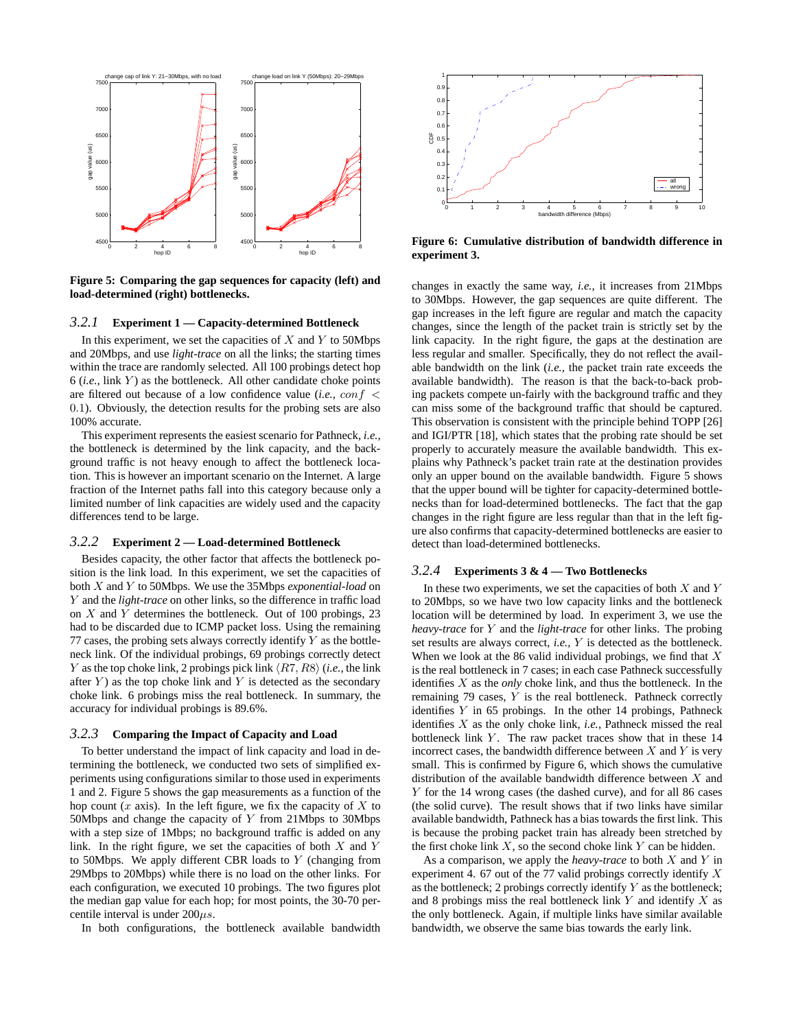**Figure 5: Comparing the gap sequences for capacity (left) and load-determined (right) bottlenecks.**

### 3.2.1 Experiment 1 — Capacity-determined Bottleneck

In this experiment, we set the capacities of $X$ and $Y$ to 50Mbps and 20Mbps, and use *light-trace* on all the links; the starting times within the trace are randomly selected. All 100 probings detect hop 6 (*i.e.,* link $Y$) as the bottleneck. All other candidate choke points are filtered out because of a low confidence value (*i.e.,* $conf < 0.1$). Obviously, the detection results for the probing sets are also 100% accurate.

This experiment represents the easiest scenario for Pathneck, *i.e.,* the bottleneck is determined by the link capacity, and the background traffic is not heavy enough to affect the bottleneck location. This is however an important scenario on the Internet. A large fraction of the Internet paths fall into this category because only a limited number of link capacities are widely used and the capacity differences tend to be large.

### 3.2.2 Experiment 2 — Load-determined Bottleneck

Besides capacity, the other factor that affects the bottleneck position is the link load. In this experiment, we set the capacities of both $X$ and $Y$ to 50Mbps. We use the 35Mbps *exponential-load* on $Y$ and the *light-trace* on other links, so the difference in traffic load on $X$ and $Y$ determines the bottleneck. Out of 100 probings, 23 had to be discarded due to ICMP packet loss. Using the remaining 77 cases, the probing sets always correctly identify $Y$ as the bottleneck link. Of the individual probings, 69 probings correctly detect $Y$ as the top choke link, 2 probings pick link $\langle R7, R8\rangle$ (*i.e.,* the link after $Y$) as the top choke link and $Y$ is detected as the secondary choke link. 6 probings miss the real bottleneck. In summary, the accuracy for individual probings is 89.6%.

### 3.2.3 Comparing the Impact of Capacity and Load

To better understand the impact of link capacity and load in determining the bottleneck, we conducted two sets of simplified experiments using configurations similar to those used in experiments 1 and 2. Figure 5 shows the gap measurements as a function of the hop count ($x$ axis). In the left figure, we fix the capacity of $X$ to 50Mbps and change the capacity of $Y$ from 21Mbps to 30Mbps with a step size of 1Mbps; no background traffic is added on any link. In the right figure, we set the capacities of both $X$ and $Y$ to 50Mbps. We apply different CBR loads to $Y$ (changing from 29Mbps to 20Mbps) while there is no load on the other links. For each configuration, we executed 10 probings. The two figures plot the median gap value for each hop; for most points, the 30-70 percentile interval is under $200\mu s$.

In both configurations, the bottleneck available bandwidth changes in exactly the same way, *i.e.,* it increases from 21Mbps to 30Mbps. However, the gap sequences are quite different. The gap increases in the left figure are regular and match the capacity changes, since the length of the packet train is strictly set by the link capacity. In the right figure, the gaps at the destination are less regular and smaller. Specifically, they do not reflect the available bandwidth on the link (*i.e.,* the packet train rate exceeds the available bandwidth). The reason is that the back-to-back probing packets compete un-fairly with the background traffic and they can miss some of the background traffic that should be captured. This observation is consistent with the principle behind TOPP [26] and IGI/PTR [18], which states that the probing rate should be set properly to accurately measure the available bandwidth. This explains why Pathneck's packet train rate at the destination provides only an upper bound on the available bandwidth. Figure 5 shows that the upper bound will be tighter for capacity-determined bottlenecks than for load-determined bottlenecks. The fact that the gap changes in the right figure are less regular than that in the left figure also confirms that capacity-determined bottlenecks are easier to detect than load-determined bottlenecks.

**Figure 6: Cumulative distribution of bandwidth difference in experiment 3.**

### 3.2.4 Experiments 3 & 4 — Two Bottlenecks

In these two experiments, we set the capacities of both $X$ and $Y$ to 20Mbps, so we have two low capacity links and the bottleneck location will be determined by load. In experiment 3, we use the *heavy-trace* for $Y$ and the *light-trace* for other links. The probing set results are always correct, *i.e.,* $Y$ is detected as the bottleneck. When we look at the 86 valid individual probings, we find that $X$ is the real bottleneck in 7 cases; in each case Pathneck successfully identifies $X$ as the *only* choke link, and thus the bottleneck. In the remaining 79 cases, $Y$ is the real bottleneck. Pathneck correctly identifies $Y$ in 65 probings. In the other 14 probings, Pathneck identifies $X$ as the only choke link, *i.e.,* Pathneck missed the real bottleneck link $Y$. The raw packet traces show that in these 14 incorrect cases, the bandwidth difference between $X$ and $Y$ is very small. This is confirmed by Figure 6, which shows the cumulative distribution of the available bandwidth difference between $X$ and $Y$ for the 14 wrong cases (the dashed curve), and for all 86 cases (the solid curve). The result shows that if two links have similar available bandwidth, Pathneck has a bias towards the first link. This is because the probing packet train has already been stretched by the first choke link $X$, so the second choke link $Y$ can be hidden.

As a comparison, we apply the *heavy-trace* to both $X$ and $Y$ in experiment 4. 67 out of the 77 valid probings correctly identify $X$ as the bottleneck; 2 probings correctly identify $Y$ as the bottleneck; and 8 probings miss the real bottleneck link $Y$ and identify $X$ as the only bottleneck. Again, if multiple links have similar available bandwidth, we observe the same bias towards the early link.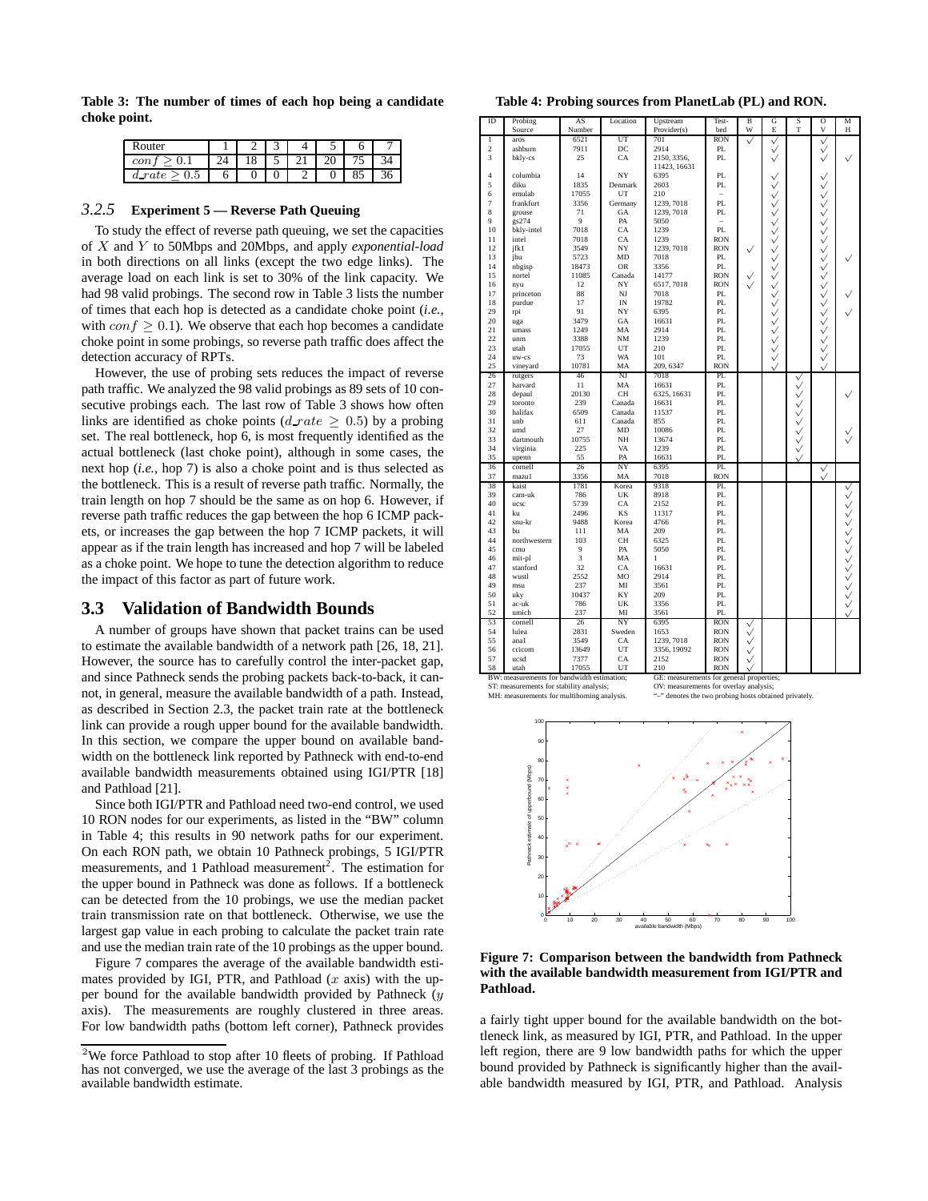**Table 3: The number of times of each hop being a candidate choke point.**

| Router | 1 | 2 | 3 | 4 | 5 | 6 | 7 |
|---|---|---|---|---|---|---|---|
| $conf \geq 0.1$ | 24 | 18 | 5 | 21 | 20 | 75 | 34 |
| $d\_rate \geq 0.5$ | 6 | 0 | 0 | 2 | 0 | 85 | 36 |

### 3.2.5 Experiment 5 — Reverse Path Queuing

To study the effect of reverse path queuing, we set the capacities of $X$ and $Y$ to 50Mbps and 20Mbps, and apply *exponential-load* in both directions on all links (except the two edge links). The average load on each link is set to 30% of the link capacity. We had 98 valid probings. The second row in Table 3 lists the number of times that each hop is detected as a candidate choke point (*i.e.*, with $conf \geq 0.1$). We observe that each hop becomes a candidate choke point in some probings, so reverse path traffic does affect the detection accuracy of RPTs.

However, the use of probing sets reduces the impact of reverse path traffic. We analyzed the 98 valid probings as 89 sets of 10 consecutive probings each. The last row of Table 3 shows how often links are identified as choke points ($d\_rate \geq 0.5$) by a probing set. The real bottleneck, hop 6, is most frequently identified as the actual bottleneck (last choke point), although in some cases, the next hop (*i.e.*, hop 7) is also a choke point and is thus selected as the bottleneck. This is a result of reverse path traffic. Normally, the train length on hop 7 should be the same as on hop 6. However, if reverse path traffic reduces the gap between the hop 6 ICMP packets, or increases the gap between the hop 7 ICMP packets, it will appear as if the train length has increased and hop 7 will be labeled as a choke point. We hope to tune the detection algorithm to reduce the impact of this factor as part of future work.

## 3.3 Validation of Bandwidth Bounds

A number of groups have shown that packet trains can be used to estimate the available bandwidth of a network path [26, 18, 21]. However, the source has to carefully control the inter-packet gap, and since Pathneck sends the probing packets back-to-back, it cannot, in general, measure the available bandwidth of a path. Instead, as described in Section 2.3, the packet train rate at the bottleneck link can provide a rough upper bound for the available bandwidth. In this section, we compare the upper bound on available bandwidth on the bottleneck link reported by Pathneck with end-to-end available bandwidth measurements obtained using IGI/PTR [18] and Pathload [21].

Since both IGI/PTR and Pathload need two-end control, we used 10 RON nodes for our experiments, as listed in the "BW" column in Table 4; this results in 90 network paths for our experiment. On each RON path, we obtain 10 Pathneck probings, 5 IGI/PTR measurements, and 1 Pathload measurement[2]. The estimation for the upper bound in Pathneck was done as follows. If a bottleneck can be detected from the 10 probings, we use the median packet train transmission rate on that bottleneck. Otherwise, we use the largest gap value in each probing to calculate the packet train rate and use the median train rate of the 10 probings as the upper bound.

Figure 7 compares the average of the available bandwidth estimates provided by IGI, PTR, and Pathload ($x$ axis) with the upper bound for the available bandwidth provided by Pathneck ($y$ axis). The measurements are roughly clustered in three areas. For low bandwidth paths (bottom left corner), Pathneck provides a fairly tight upper bound for the available bandwidth on the bottleneck link, as measured by IGI, PTR, and Pathload. In the upper left region, there are 9 low bandwidth paths for which the upper bound provided by Pathneck is significantly higher than the available bandwidth measured by IGI, PTR, and Pathload. Analysis

[2] We force Pathload to stop after 10 fleets of probing. If Pathload has not converged, we use the average of the last 3 probings as the available bandwidth estimate.

**Table 4: Probing sources from PlanetLab (PL) and RON.**

| ID | Probing Source | AS Number | Location | Upstream Provider(s) | Testbed | BW | GE | ST | OV | MH |
|---|---|---|---|---|---|---|---|---|---|---|
| 1 | aros | 6521 | UT | 701 | RON | √ | √ | | √ | |
| 2 | ashburn | 7911 | DC | 2914 | PL | | √ | | √ | |
| 3 | bkly-cs | 25 | CA | 2150, 3356, 11423, 16631 | PL | | √ | | √ | √ |
| 4 | columbia | 14 | NY | 6395 | PL | | √ | | √ | |
| 5 | diku | 1835 | Denmark | 2603 | PL | | √ | | √ | |
| 6 | emulab | 17055 | UT | 210 | – | | √ | | √ | |
| 7 | frankfurt | 3356 | Germany | 1239, 7018 | PL | | √ | | √ | |
| 8 | grouse | 71 | GA | 1239, 7018 | PL | | √ | | √ | |
| 9 | gs274 | 9 | PA | 5050 | – | | √ | | √ | |
| 10 | bkly-intel | 7018 | CA | 1239 | PL | | √ | | √ | |
| 11 | intel | 7018 | CA | 1239 | RON | | √ | | √ | |
| 12 | jfk1 | 3549 | NY | 1239, 7018 | RON | √ | √ | | √ | |
| 13 | jhu | 5723 | MD | 7018 | PL | | √ | | √ | √ |
| 14 | nbgisp | 18473 | OR | 3356 | PL | | √ | | √ | |
| 15 | nortel | 11085 | Canada | 14177 | RON | √ | √ | | √ | |
| 16 | nyu | 12 | NY | 6517, 7018 | RON | √ | √ | | √ | |
| 17 | princeton | 88 | NJ | 7018 | PL | | √ | | √ | √ |
| 18 | purdue | 17 | IN | 19782 | PL | | √ | | √ | |
| 29 | rpi | 91 | NY | 6395 | PL | | √ | | √ | √ |
| 20 | uga | 3479 | GA | 16631 | PL | | √ | | √ | |
| 21 | umass | 1249 | MA | 2914 | PL | | √ | | √ | |
| 22 | unm | 3388 | NM | 1239 | PL | | √ | | √ | |
| 23 | utah | 17055 | UT | 210 | PL | | √ | | √ | |
| 24 | uw-cs | 73 | WA | 101 | PL | | √ | | √ | |
| 25 | vineyard | 10781 | MA | 209, 6347 | RON | | √ | | √ | |
| 26 | rutgers | 46 | NJ | 7018 | PL | | | √ | | |
| 27 | harvard | 11 | MA | 16631 | PL | | | √ | | |
| 28 | depaul | 20130 | CH | 6325, 16631 | PL | | | √ | | √ |
| 29 | toronto | 239 | Canada | 16631 | PL | | | √ | | |
| 30 | halifax | 6509 | Canada | 11537 | PL | | | √ | | |
| 31 | unb | 611 | Canada | 855 | PL | | | √ | | |
| 32 | umd | 27 | MD | 10086 | PL | | | √ | | √ |
| 33 | dartmouth | 10755 | NH | 13674 | PL | | | √ | | √ |
| 34 | virginia | 225 | VA | 1239 | PL | | | √ | | |
| 35 | upenn | 55 | PA | 16631 | PL | | | √ | | |
| 36 | cornell | 26 | NY | 6395 | PL | | | | √ | |
| 37 | mazu1 | 3356 | MA | 7018 | RON | | | | √ | |
| 38 | kaist | 1781 | Korea | 9318 | PL | | | | | √ |
| 39 | cam-uk | 786 | UK | 8918 | PL | | | | | √ |
| 40 | ucsc | 5739 | CA | 2152 | PL | | | | | √ |
| 41 | ku | 2496 | KS | 11317 | PL | | | | | √ |
| 42 | snu-kr | 9488 | Korea | 4766 | PL | | | | | √ |
| 43 | bu | 111 | MA | 209 | PL | | | | | √ |
| 44 | northwestern | 103 | CH | 6325 | PL | | | | | √ |
| 45 | cmu | 9 | PA | 5050 | PL | | | | | √ |
| 46 | mit-pl | 3 | MA | 1 | PL | | | | | √ |
| 47 | stanford | 32 | CA | 16631 | PL | | | | | √ |
| 48 | wustl | 2552 | MO | 2914 | PL | | | | | √ |
| 49 | msu | 237 | MI | 3561 | PL | | | | | √ |
| 50 | uky | 10437 | KY | 209 | PL | | | | | √ |
| 51 | ac-uk | 786 | UK | 3356 | PL | | | | | √ |
| 52 | umich | 237 | MI | 3561 | PL | | | | | √ |
| 53 | cornell | 26 | NY | 6395 | RON | √ | | | | |
| 54 | lulea | 2831 | Sweden | 1653 | RON | √ | | | | |
| 55 | ana1 | 3549 | CA | 1239, 7018 | RON | √ | | | | |
| 56 | ccicom | 13649 | UT | 3356, 19092 | RON | √ | | | | |
| 57 | ucsd | 7377 | CA | 2152 | RON | √ | | | | |
| 58 | utah | 17055 | UT | 210 | RON | √ | | | | |

BW: measurements for bandwidth estimation; GE: measurements for general properties; ST: measurements for stability analysis; OV: measurements for overlay analysis; MH: measurements for multihoming analysis. "–" denotes the two probing hosts obtained privately.

**Figure 7: Comparison between the bandwidth from Pathneck with the available bandwidth measurement from IGI/PTR and Pathload.**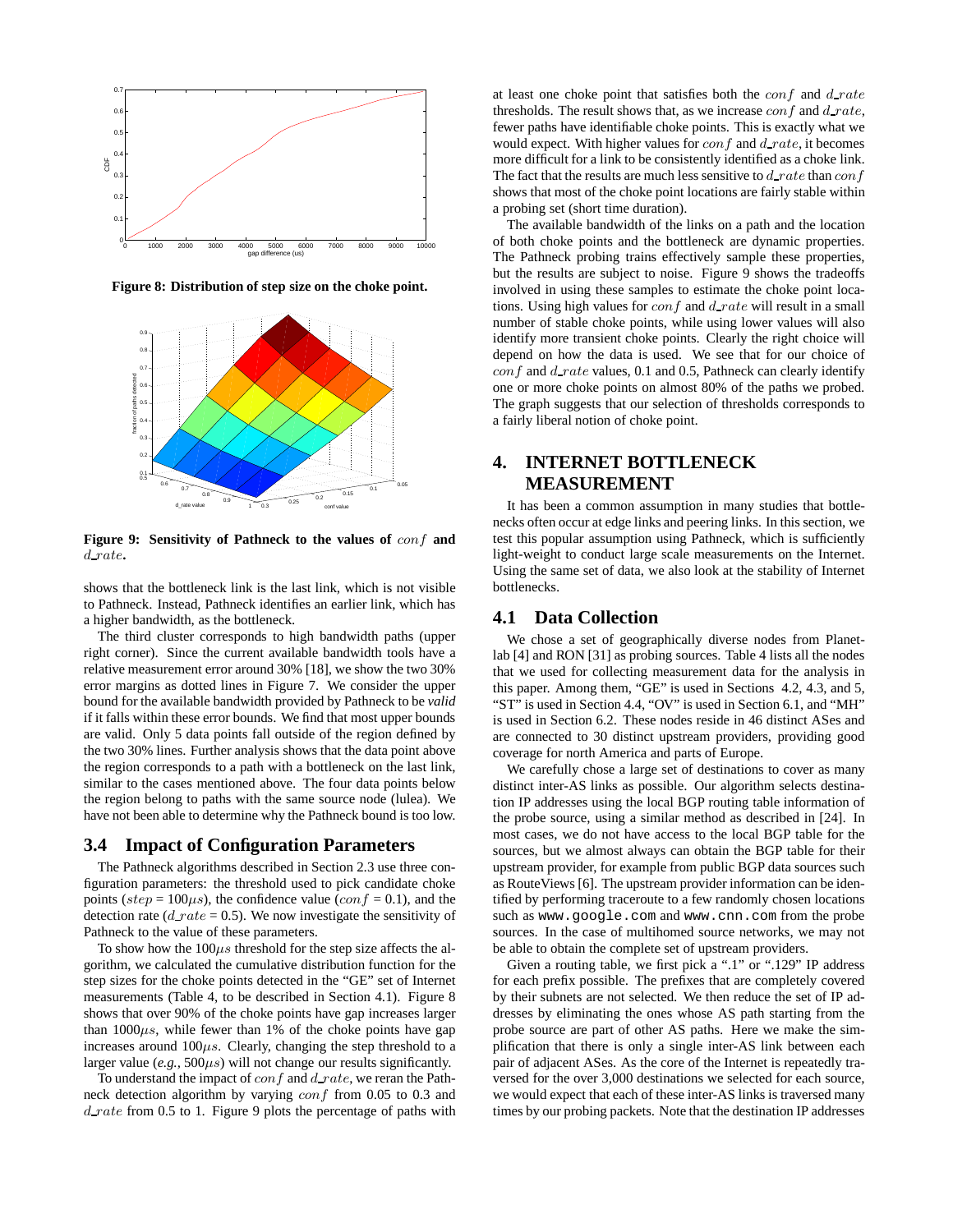Figure 8: Distribution of step size on the choke point.

Figure 9: Sensitivity of Pathneck to the values of $conf$ and $d\_rate$.

shows that the bottleneck link is the last link, which is not visible to Pathneck. Instead, Pathneck identifies an earlier link, which has a higher bandwidth, as the bottleneck.

The third cluster corresponds to high bandwidth paths (upper right corner). Since the current available bandwidth tools have a relative measurement error around 30% [18], we show the two 30% error margins as dotted lines in Figure 7. We consider the upper bound for the available bandwidth provided by Pathneck to be *valid* if it falls within these error bounds. We find that most upper bounds are valid. Only 5 data points fall outside of the region defined by the two 30% lines. Further analysis shows that the data point above the region corresponds to a path with a bottleneck on the last link, similar to the cases mentioned above. The four data points below the region belong to paths with the same source node (lulea). We have not been able to determine why the Pathneck bound is too low.

### 3.4 Impact of Configuration Parameters

The Pathneck algorithms described in Section 2.3 use three configuration parameters: the threshold used to pick candidate choke points ($step$ = 100$\mu s$), the confidence value ($conf$ = 0.1), and the detection rate ($d\_rate$ = 0.5). We now investigate the sensitivity of Pathneck to the value of these parameters.

To show how the 100$\mu s$ threshold for the step size affects the algorithm, we calculated the cumulative distribution function for the step sizes for the choke points detected in the "GE" set of Internet measurements (Table 4, to be described in Section 4.1). Figure 8 shows that over 90% of the choke points have gap increases larger than 1000$\mu s$, while fewer than 1% of the choke points have gap increases around 100$\mu s$. Clearly, changing the step threshold to a larger value (*e.g.,* 500$\mu s$) will not change our results significantly.

To understand the impact of $conf$ and $d\_rate$, we reran the Pathneck detection algorithm by varying $conf$ from 0.05 to 0.3 and $d\_rate$ from 0.5 to 1. Figure 9 plots the percentage of paths with at least one choke point that satisfies both the $conf$ and $d\_rate$ thresholds. The result shows that, as we increase $conf$ and $d\_rate$, fewer paths have identifiable choke points. This is exactly what we would expect. With higher values for $conf$ and $d\_rate$, it becomes more difficult for a link to be consistently identified as a choke link. The fact that the results are much less sensitive to $d\_rate$ than $conf$ shows that most of the choke point locations are fairly stable within a probing set (short time duration).

The available bandwidth of the links on a path and the location of both choke points and the bottleneck are dynamic properties. The Pathneck probing trains effectively sample these properties, but the results are subject to noise. Figure 9 shows the tradeoffs involved in using these samples to estimate the choke point locations. Using high values for $conf$ and $d\_rate$ will result in a small number of stable choke points, while using lower values will also identify more transient choke points. Clearly the right choice will depend on how the data is used. We see that for our choice of $conf$ and $d\_rate$ values, 0.1 and 0.5, Pathneck can clearly identify one or more choke points on almost 80% of the paths we probed. The graph suggests that our selection of thresholds corresponds to a fairly liberal notion of choke point.

## 4. INTERNET BOTTLENECK MEASUREMENT

It has been a common assumption in many studies that bottlenecks often occur at edge links and peering links. In this section, we test this popular assumption using Pathneck, which is sufficiently light-weight to conduct large scale measurements on the Internet. Using the same set of data, we also look at the stability of Internet bottlenecks.

### 4.1 Data Collection

We chose a set of geographically diverse nodes from Planetlab [4] and RON [31] as probing sources. Table 4 lists all the nodes that we used for collecting measurement data for the analysis in this paper. Among them, "GE" is used in Sections 4.2, 4.3, and 5, "ST" is used in Section 4.4, "OV" is used in Section 6.1, and "MH" is used in Section 6.2. These nodes reside in 46 distinct ASes and are connected to 30 distinct upstream providers, providing good coverage for north America and parts of Europe.

We carefully chose a large set of destinations to cover as many distinct inter-AS links as possible. Our algorithm selects destination IP addresses using the local BGP routing table information of the probe source, using a similar method as described in [24]. In most cases, we do not have access to the local BGP table for the sources, but we almost always can obtain the BGP table for their upstream provider, for example from public BGP data sources such as RouteViews [6]. The upstream provider information can be identified by performing traceroute to a few randomly chosen locations such as `www.google.com` and `www.cnn.com` from the probe sources. In the case of multihomed source networks, we may not be able to obtain the complete set of upstream providers.

Given a routing table, we first pick a ".1" or ".129" IP address for each prefix possible. The prefixes that are completely covered by their subnets are not selected. We then reduce the set of IP addresses by eliminating the ones whose AS path starting from the probe source are part of other AS paths. Here we make the simplification that there is only a single inter-AS link between each pair of adjacent ASes. As the core of the Internet is repeatedly traversed for the over 3,000 destinations we selected for each source, we would expect that each of these inter-AS links is traversed many times by our probing packets. Note that the destination IP addresses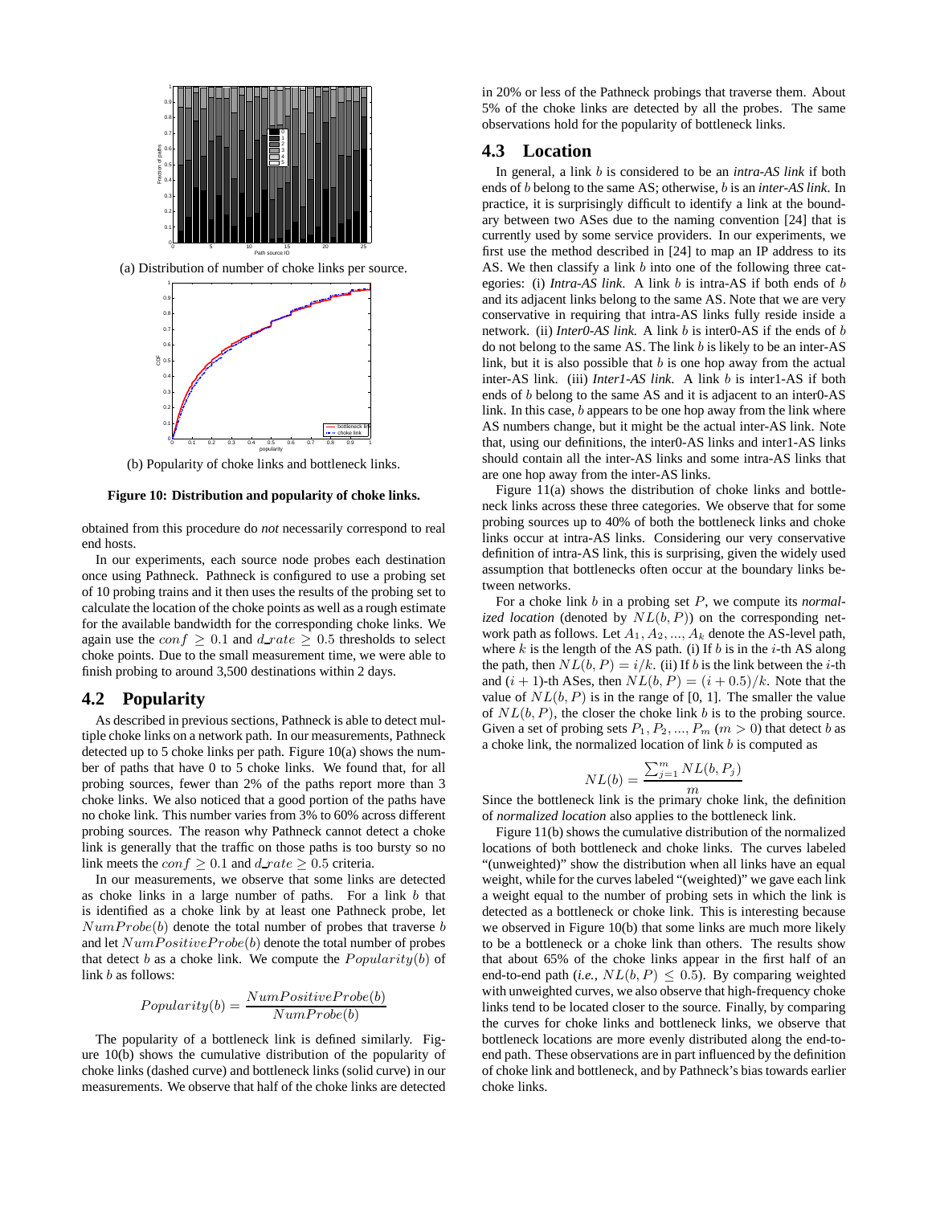(a) Distribution of number of choke links per source.

(b) Popularity of choke links and bottleneck links.

**Figure 10: Distribution and popularity of choke links.**

obtained from this procedure do *not* necessarily correspond to real end hosts.

In our experiments, each source node probes each destination once using Pathneck. Pathneck is configured to use a probing set of 10 probing trains and it then uses the results of the probing set to calculate the location of the choke points as well as a rough estimate for the available bandwidth for the corresponding choke links. We again use the $conf \geq 0.1$ and $d\_rate \geq 0.5$ thresholds to select choke points. Due to the small measurement time, we were able to finish probing to around 3,500 destinations within 2 days.

## 4.2 Popularity

As described in previous sections, Pathneck is able to detect multiple choke links on a network path. In our measurements, Pathneck detected up to 5 choke links per path. Figure 10(a) shows the number of paths that have 0 to 5 choke links. We found that, for all probing sources, fewer than 2% of the paths report more than 3 choke links. We also noticed that a good portion of the paths have no choke link. This number varies from 3% to 60% across different probing sources. The reason why Pathneck cannot detect a choke link is generally that the traffic on those paths is too bursty so no link meets the $conf \geq 0.1$ and $d\_rate \geq 0.5$ criteria.

In our measurements, we observe that some links are detected as choke links in a large number of paths. For a link $b$ that is identified as a choke link by at least one Pathneck probe, let $NumProbe(b)$ denote the total number of probes that traverse $b$ and let $NumPositiveProbe(b)$ denote the total number of probes that detect $b$ as a choke link. We compute the $Popularity(b)$ of link $b$ as follows:

$$Popularity(b) = \frac{NumPositiveProbe(b)}{NumProbe(b)}$$

The popularity of a bottleneck link is defined similarly. Figure 10(b) shows the cumulative distribution of the popularity of choke links (dashed curve) and bottleneck links (solid curve) in our measurements. We observe that half of the choke links are detected in 20% or less of the Pathneck probings that traverse them. About 5% of the choke links are detected by all the probes. The same observations hold for the popularity of bottleneck links.

## 4.3 Location

In general, a link $b$ is considered to be an *intra-AS link* if both ends of $b$ belong to the same AS; otherwise, $b$ is an *inter-AS link*. In practice, it is surprisingly difficult to identify a link at the boundary between two ASes due to the naming convention [24] that is currently used by some service providers. In our experiments, we first use the method described in [24] to map an IP address to its AS. We then classify a link $b$ into one of the following three categories: (i) *Intra-AS link*. A link $b$ is intra-AS if both ends of $b$ and its adjacent links belong to the same AS. Note that we are very conservative in requiring that intra-AS links fully reside inside a network. (ii) *Inter0-AS link*. A link $b$ is inter0-AS if the ends of $b$ do not belong to the same AS. The link $b$ is likely to be an inter-AS link, but it is also possible that $b$ is one hop away from the actual inter-AS link. (iii) *Inter1-AS link*. A link $b$ is inter1-AS if both ends of $b$ belong to the same AS and it is adjacent to an inter0-AS link. In this case, $b$ appears to be one hop away from the link where AS numbers change, but it might be the actual inter-AS link. Note that, using our definitions, the inter0-AS links and inter1-AS links should contain all the inter-AS links and some intra-AS links that are one hop away from the inter-AS links.

Figure 11(a) shows the distribution of choke links and bottleneck links across these three categories. We observe that for some probing sources up to 40% of both the bottleneck links and choke links occur at intra-AS links. Considering our very conservative definition of intra-AS link, this is surprising, given the widely used assumption that bottlenecks often occur at the boundary links between networks.

For a choke link $b$ in a probing set $P$, we compute its *normalized location* (denoted by $NL(b, P)$) on the corresponding network path as follows. Let $A_1, A_2, ..., A_k$ denote the AS-level path, where $k$ is the length of the AS path. (i) If $b$ is in the $i$-th AS along the path, then $NL(b, P) = i/k$. (ii) If $b$ is the link between the $i$-th and $(i + 1)$-th ASes, then $NL(b, P) = (i + 0.5)/k$. Note that the value of $NL(b, P)$ is in the range of [0, 1]. The smaller the value of $NL(b, P)$, the closer the choke link $b$ is to the probing source. Given a set of probing sets $P_1, P_2, ..., P_m$ ($m > 0$) that detect $b$ as a choke link, the normalized location of link $b$ is computed as

$$NL(b) = \frac{\sum_{j=1}^{m} NL(b, P_j)}{m}$$

Since the bottleneck link is the primary choke link, the definition of *normalized location* also applies to the bottleneck link.

Figure 11(b) shows the cumulative distribution of the normalized locations of both bottleneck and choke links. The curves labeled "(unweighted)" show the distribution when all links have an equal weight, while for the curves labeled "(weighted)" we gave each link a weight equal to the number of probing sets in which the link is detected as a bottleneck or choke link. This is interesting because we observed in Figure 10(b) that some links are much more likely to be a bottleneck or a choke link than others. The results show that about 65% of the choke links appear in the first half of an end-to-end path (*i.e.*, $NL(b, P) \leq 0.5$). By comparing weighted with unweighted curves, we also observe that high-frequency choke links tend to be located closer to the source. Finally, by comparing the curves for choke links and bottleneck links, we observe that bottleneck locations are more evenly distributed along the end-to-end path. These observations are in part influenced by the definition of choke link and bottleneck, and by Pathneck's bias towards earlier choke links.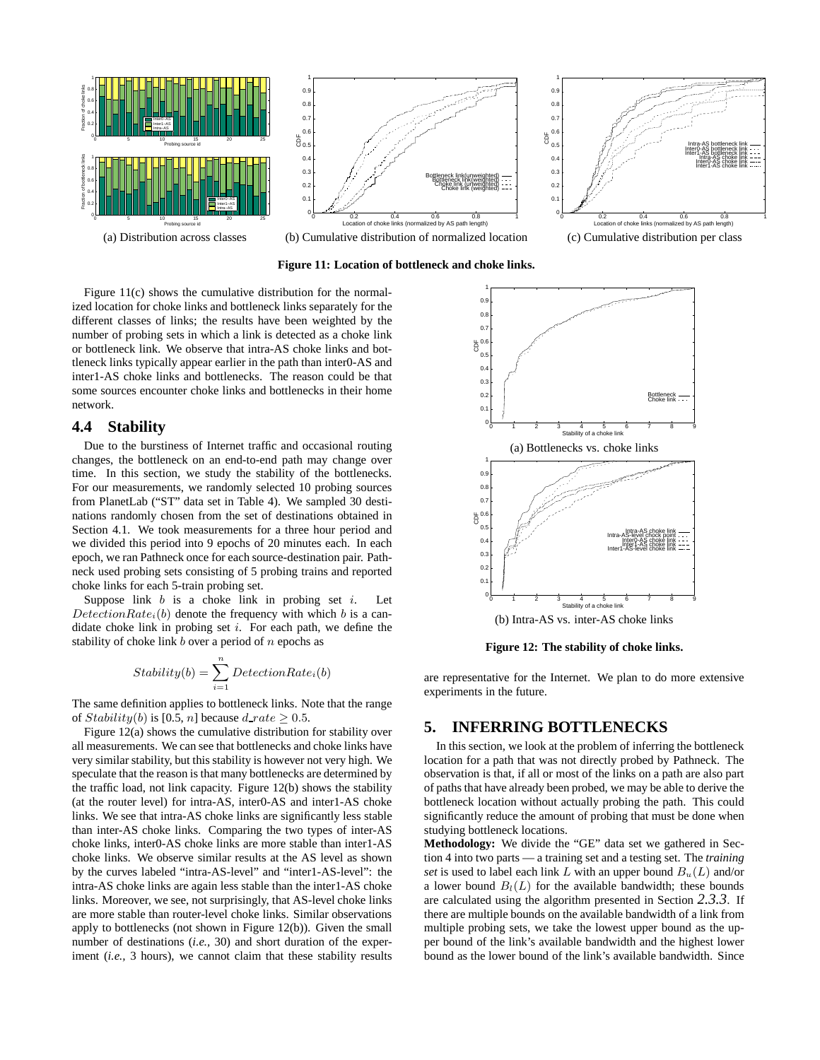(a) Distribution across classes

(b) Cumulative distribution of normalized location

(c) Cumulative distribution per class

**Figure 11: Location of bottleneck and choke links.**

Figure 11(c) shows the cumulative distribution for the normalized location for choke links and bottleneck links separately for the different classes of links; the results have been weighted by the number of probing sets in which a link is detected as a choke link or bottleneck link. We observe that intra-AS choke links and bottleneck links typically appear earlier in the path than inter0-AS and inter1-AS choke links and bottlenecks. The reason could be that some sources encounter choke links and bottlenecks in their home network.

## 4.4 Stability

Due to the burstiness of Internet traffic and occasional routing changes, the bottleneck on an end-to-end path may change over time. In this section, we study the stability of the bottlenecks. For our measurements, we randomly selected 10 probing sources from PlanetLab ("ST" data set in Table 4). We sampled 30 destinations randomly chosen from the set of destinations obtained in Section 4.1. We took measurements for a three hour period and we divided this period into 9 epochs of 20 minutes each. In each epoch, we ran Pathneck once for each source-destination pair. Pathneck used probing sets consisting of 5 probing trains and reported choke links for each 5-train probing set.

Suppose link $b$ is a choke link in probing set $i$. Let $DetectionRate_i(b)$ denote the frequency with which $b$ is a candidate choke link in probing set $i$. For each path, we define the stability of choke link $b$ over a period of $n$ epochs as

$$Stability(b) = \sum_{i=1}^{n} DetectionRate_i(b)$$

The same definition applies to bottleneck links. Note that the range of $Stability(b)$ is [0.5, $n$] because $d\_rate \geq 0.5$.

Figure 12(a) shows the cumulative distribution for stability over all measurements. We can see that bottlenecks and choke links have very similar stability, but this stability is however not very high. We speculate that the reason is that many bottlenecks are determined by the traffic load, not link capacity. Figure 12(b) shows the stability (at the router level) for intra-AS, inter0-AS and inter1-AS choke links. We see that intra-AS choke links are significantly less stable than inter-AS choke links. Comparing the two types of inter-AS choke links, inter0-AS choke links are more stable than inter1-AS choke links. We observe similar results at the AS level as shown by the curves labeled "intra-AS-level" and "inter1-AS-level": the intra-AS choke links are again less stable than the inter1-AS choke links. Moreover, we see, not surprisingly, that AS-level choke links are more stable than router-level choke links. Similar observations apply to bottlenecks (not shown in Figure 12(b)). Given the small number of destinations (*i.e.,* 30) and short duration of the experiment (*i.e.,* 3 hours), we cannot claim that these stability results are representative for the Internet. We plan to do more extensive experiments in the future.

(a) Bottlenecks vs. choke links

(b) Intra-AS vs. inter-AS choke links

**Figure 12: The stability of choke links.**

# 5. INFERRING BOTTLENECKS

In this section, we look at the problem of inferring the bottleneck location for a path that was not directly probed by Pathneck. The observation is that, if all or most of the links on a path are also part of paths that have already been probed, we may be able to derive the bottleneck location without actually probing the path. This could significantly reduce the amount of probing that must be done when studying bottleneck locations.

**Methodology:** We divide the "GE" data set we gathered in Section 4 into two parts — a training set and a testing set. The *training set* is used to label each link $L$ with an upper bound $B_u(L)$ and/or a lower bound $B_l(L)$ for the available bandwidth; these bounds are calculated using the algorithm presented in Section 2.3.3. If there are multiple bounds on the available bandwidth of a link from multiple probing sets, we take the lowest upper bound as the upper bound of the link's available bandwidth and the highest lower bound as the lower bound of the link's available bandwidth. Since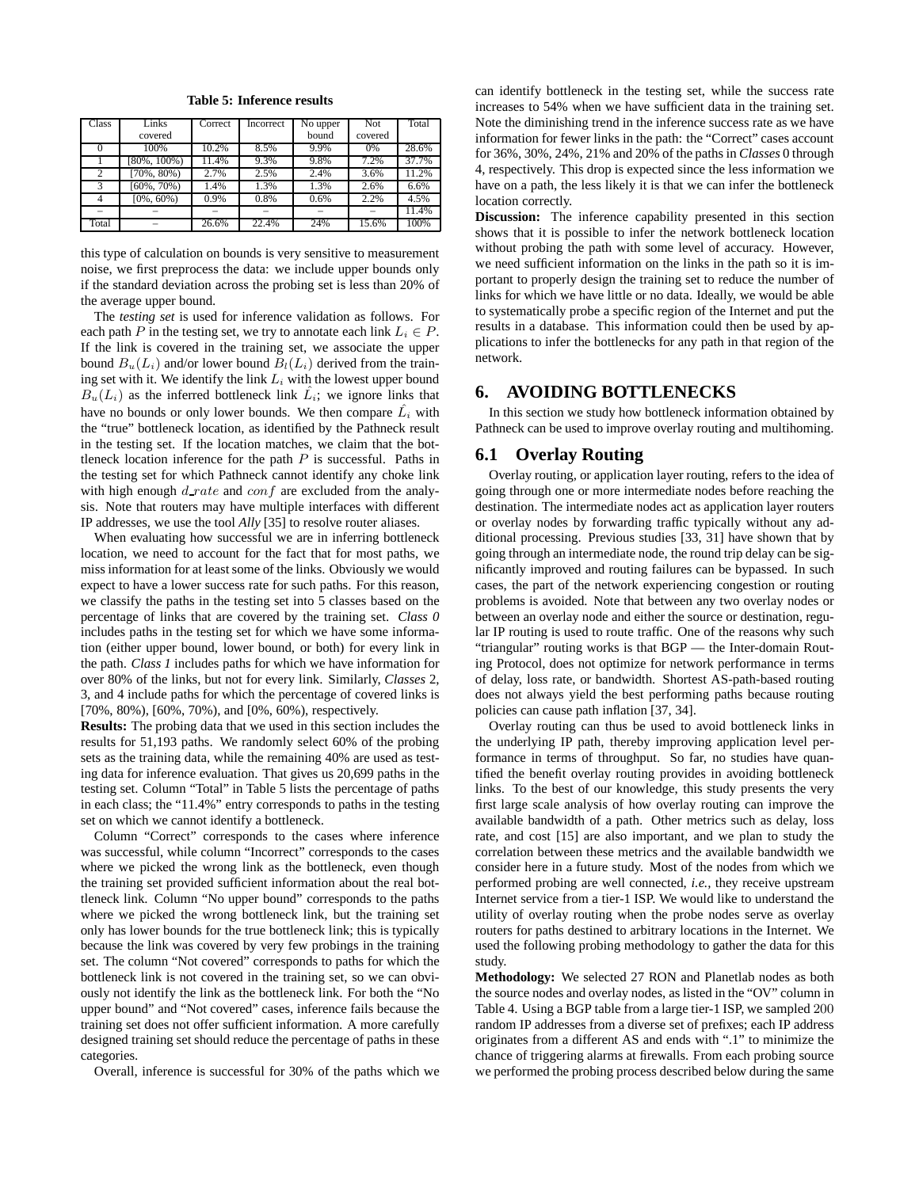**Table 5: Inference results**

| Class | Links covered | Correct | Incorrect | No upper bound | Not covered | Total |
|---|---|---|---|---|---|---|
| 0 | 100% | 10.2% | 8.5% | 9.9% | 0% | 28.6% |
| 1 | [80%, 100%) | 11.4% | 9.3% | 9.8% | 7.2% | 37.7% |
| 2 | [70%, 80%) | 2.7% | 2.5% | 2.4% | 3.6% | 11.2% |
| 3 | [60%, 70%) | 1.4% | 1.3% | 1.3% | 2.6% | 6.6% |
| 4 | [0%, 60%) | 0.9% | 0.8% | 0.6% | 2.2% | 4.5% |
| – | – | – | – | – | – | 11.4% |
| Total | – | 26.6% | 22.4% | 24% | 15.6% | 100% |

this type of calculation on bounds is very sensitive to measurement noise, we first preprocess the data: we include upper bounds only if the standard deviation across the probing set is less than 20% of the average upper bound.

The *testing set* is used for inference validation as follows. For each path $P$ in the testing set, we try to annotate each link $L_i \in P$. If the link is covered in the training set, we associate the upper bound $B_u(L_i)$ and/or lower bound $B_l(L_i)$ derived from the training set with it. We identify the link $L_i$ with the lowest upper bound $B_u(L_i)$ as the inferred bottleneck link $\hat{L_i}$; we ignore links that have no bounds or only lower bounds. We then compare $\hat{L_i}$ with the "true" bottleneck location, as identified by the Pathneck result in the testing set. If the location matches, we claim that the bottleneck location inference for the path $P$ is successful. Paths in the testing set for which Pathneck cannot identify any choke link with high enough $d\_rate$ and $conf$ are excluded from the analysis. Note that routers may have multiple interfaces with different IP addresses, we use the tool *Ally* [35] to resolve router aliases.

When evaluating how successful we are in inferring bottleneck location, we need to account for the fact that for most paths, we miss information for at least some of the links. Obviously we would expect to have a lower success rate for such paths. For this reason, we classify the paths in the testing set into 5 classes based on the percentage of links that are covered by the training set. *Class 0* includes paths in the testing set for which we have some information (either upper bound, lower bound, or both) for every link in the path. *Class 1* includes paths for which we have information for over 80% of the links, but not for every link. Similarly, *Classes* 2, 3, and 4 include paths for which the percentage of covered links is [70%, 80%), [60%, 70%), and [0%, 60%), respectively.

**Results:** The probing data that we used in this section includes the results for 51,193 paths. We randomly select 60% of the probing sets as the training data, while the remaining 40% are used as testing data for inference evaluation. That gives us 20,699 paths in the testing set. Column "Total" in Table 5 lists the percentage of paths in each class; the "11.4%" entry corresponds to paths in the testing set on which we cannot identify a bottleneck.

Column "Correct" corresponds to the cases where inference was successful, while column "Incorrect" corresponds to the cases where we picked the wrong link as the bottleneck, even though the training set provided sufficient information about the real bottleneck link. Column "No upper bound" corresponds to the paths where we picked the wrong bottleneck link, but the training set only has lower bounds for the true bottleneck link; this is typically because the link was covered by very few probings in the training set. The column "Not covered" corresponds to paths for which the bottleneck link is not covered in the training set, so we can obviously not identify the link as the bottleneck link. For both the "No upper bound" and "Not covered" cases, inference fails because the training set does not offer sufficient information. A more carefully designed training set should reduce the percentage of paths in these categories.

Overall, inference is successful for 30% of the paths which we can identify bottleneck in the testing set, while the success rate increases to 54% when we have sufficient data in the training set. Note the diminishing trend in the inference success rate as we have information for fewer links in the path: the "Correct" cases account for 36%, 30%, 24%, 21% and 20% of the paths in *Classes* 0 through 4, respectively. This drop is expected since the less information we have on a path, the less likely it is that we can infer the bottleneck location correctly.

**Discussion:** The inference capability presented in this section shows that it is possible to infer the network bottleneck location without probing the path with some level of accuracy. However, we need sufficient information on the links in the path so it is important to properly design the training set to reduce the number of links for which we have little or no data. Ideally, we would be able to systematically probe a specific region of the Internet and put the results in a database. This information could then be used by applications to infer the bottlenecks for any path in that region of the network.

## 6. AVOIDING BOTTLENECKS

In this section we study how bottleneck information obtained by Pathneck can be used to improve overlay routing and multihoming.

### 6.1 Overlay Routing

Overlay routing, or application layer routing, refers to the idea of going through one or more intermediate nodes before reaching the destination. The intermediate nodes act as application layer routers or overlay nodes by forwarding traffic typically without any additional processing. Previous studies [33, 31] have shown that by going through an intermediate node, the round trip delay can be significantly improved and routing failures can be bypassed. In such cases, the part of the network experiencing congestion or routing problems is avoided. Note that between any two overlay nodes or between an overlay node and either the source or destination, regular IP routing is used to route traffic. One of the reasons why such "triangular" routing works is that BGP — the Inter-domain Routing Protocol, does not optimize for network performance in terms of delay, loss rate, or bandwidth. Shortest AS-path-based routing does not always yield the best performing paths because routing policies can cause path inflation [37, 34].

Overlay routing can thus be used to avoid bottleneck links in the underlying IP path, thereby improving application level performance in terms of throughput. So far, no studies have quantified the benefit overlay routing provides in avoiding bottleneck links. To the best of our knowledge, this study presents the very first large scale analysis of how overlay routing can improve the available bandwidth of a path. Other metrics such as delay, loss rate, and cost [15] are also important, and we plan to study the correlation between these metrics and the available bandwidth we consider here in a future study. Most of the nodes from which we performed probing are well connected, *i.e.*, they receive upstream Internet service from a tier-1 ISP. We would like to understand the utility of overlay routing when the probe nodes serve as overlay routers for paths destined to arbitrary locations in the Internet. We used the following probing methodology to gather the data for this study.

**Methodology:** We selected 27 RON and Planetlab nodes as both the source nodes and overlay nodes, as listed in the "OV" column in Table 4. Using a BGP table from a large tier-1 ISP, we sampled 200 random IP addresses from a diverse set of prefixes; each IP address originates from a different AS and ends with ".1" to minimize the chance of triggering alarms at firewalls. From each probing source we performed the probing process described below during the same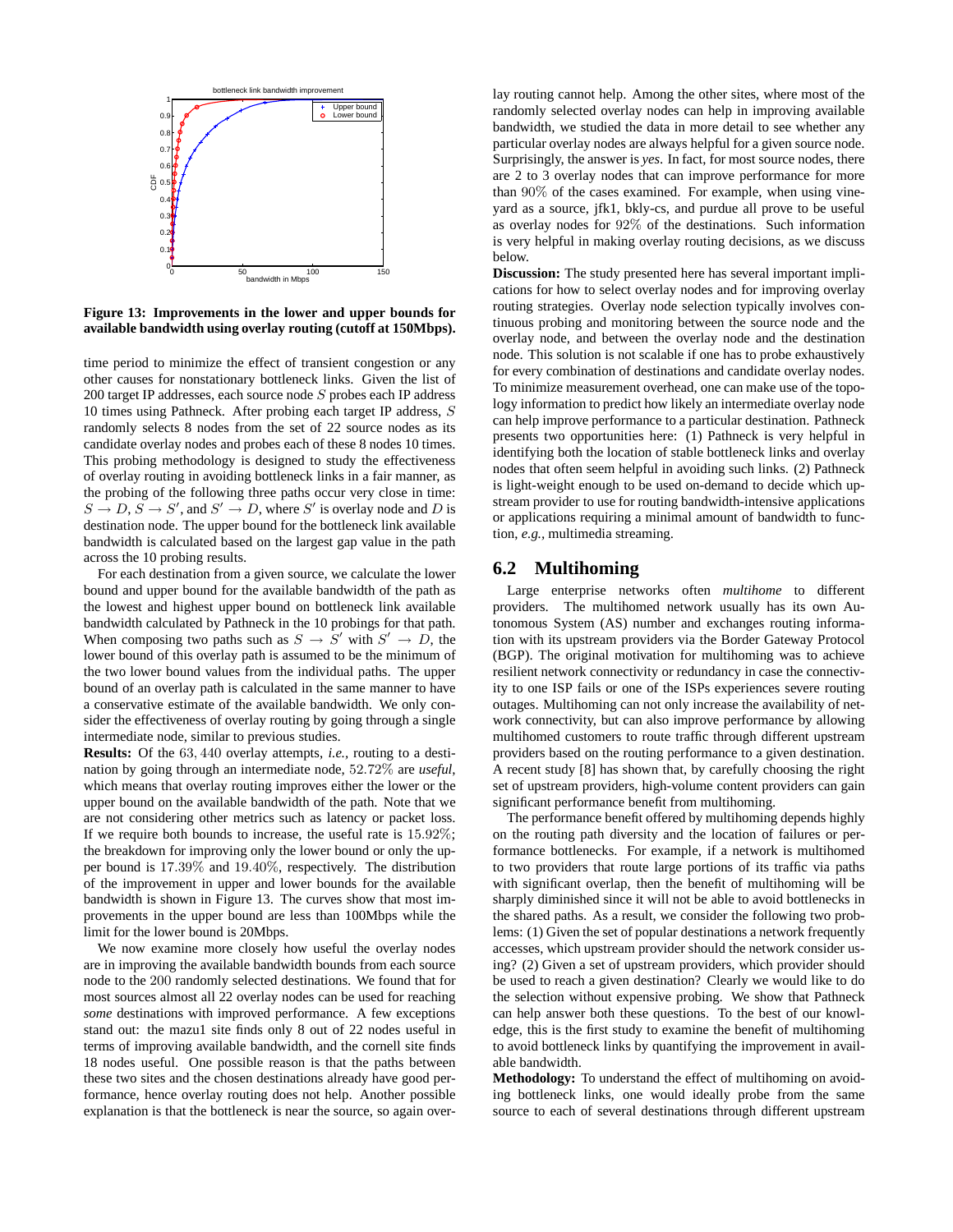bottleneck link bandwidth improvement

CDF

bandwidth in Mbps

Upper bound
Lower bound

0
0.1
0.2
0.3
0.4
0.5
0.6
0.7
0.8
0.9
1

0
50
100
150

**Figure 13: Improvements in the lower and upper bounds for available bandwidth using overlay routing (cutoff at 150Mbps).**

time period to minimize the effect of transient congestion or any other causes for nonstationary bottleneck links. Given the list of 200 target IP addresses, each source node $S$ probes each IP address 10 times using Pathneck. After probing each target IP address, $S$ randomly selects 8 nodes from the set of 22 source nodes as its candidate overlay nodes and probes each of these 8 nodes 10 times. This probing methodology is designed to study the effectiveness of overlay routing in avoiding bottleneck links in a fair manner, as the probing of the following three paths occur very close in time: $S \rightarrow D$, $S \rightarrow S'$, and $S' \rightarrow D$, where $S'$ is overlay node and $D$ is destination node. The upper bound for the bottleneck link available bandwidth is calculated based on the largest gap value in the path across the 10 probing results.

For each destination from a given source, we calculate the lower bound and upper bound for the available bandwidth of the path as the lowest and highest upper bound on bottleneck link available bandwidth calculated by Pathneck in the 10 probings for that path. When composing two paths such as $S \rightarrow S'$ with $S' \rightarrow D$, the lower bound of this overlay path is assumed to be the minimum of the two lower bound values from the individual paths. The upper bound of an overlay path is calculated in the same manner to have a conservative estimate of the available bandwidth. We only consider the effectiveness of overlay routing by going through a single intermediate node, similar to previous studies.

**Results:** Of the $63,440$ overlay attempts, *i.e.*, routing to a destination by going through an intermediate node, $52.72\%$ are *useful*, which means that overlay routing improves either the lower or the upper bound on the available bandwidth of the path. Note that we are not considering other metrics such as latency or packet loss. If we require both bounds to increase, the useful rate is $15.92\%$; the breakdown for improving only the lower bound or only the upper bound is $17.39\%$ and $19.40\%$, respectively. The distribution of the improvement in upper and lower bounds for the available bandwidth is shown in Figure 13. The curves show that most improvements in the upper bound are less than 100Mbps while the limit for the lower bound is 20Mbps.

We now examine more closely how useful the overlay nodes are in improving the available bandwidth bounds from each source node to the $200$ randomly selected destinations. We found that for most sources almost all 22 overlay nodes can be used for reaching *some* destinations with improved performance. A few exceptions stand out: the mazu1 site finds only 8 out of 22 nodes useful in terms of improving available bandwidth, and the cornell site finds 18 nodes useful. One possible reason is that the paths between these two sites and the chosen destinations already have good performance, hence overlay routing does not help. Another possible explanation is that the bottleneck is near the source, so again overlay routing cannot help. Among the other sites, where most of the randomly selected overlay nodes can help in improving available bandwidth, we studied the data in more detail to see whether any particular overlay nodes are always helpful for a given source node. Surprisingly, the answer is *yes*. In fact, for most source nodes, there are 2 to 3 overlay nodes that can improve performance for more than $90\%$ of the cases examined. For example, when using vineyard as a source, jfk1, bkly-cs, and purdue all prove to be useful as overlay nodes for $92\%$ of the destinations. Such information is very helpful in making overlay routing decisions, as we discuss below.

**Discussion:** The study presented here has several important implications for how to select overlay nodes and for improving overlay routing strategies. Overlay node selection typically involves continuous probing and monitoring between the source node and the overlay node, and between the overlay node and the destination node. This solution is not scalable if one has to probe exhaustively for every combination of destinations and candidate overlay nodes. To minimize measurement overhead, one can make use of the topology information to predict how likely an intermediate overlay node can help improve performance to a particular destination. Pathneck presents two opportunities here: (1) Pathneck is very helpful in identifying both the location of stable bottleneck links and overlay nodes that often seem helpful in avoiding such links. (2) Pathneck is light-weight enough to be used on-demand to decide which upstream provider to use for routing bandwidth-intensive applications or applications requiring a minimal amount of bandwidth to function, *e.g.*, multimedia streaming.

## 6.2 Multihoming

Large enterprise networks often *multihome* to different providers. The multihomed network usually has its own Autonomous System (AS) number and exchanges routing information with its upstream providers via the Border Gateway Protocol (BGP). The original motivation for multihoming was to achieve resilient network connectivity or redundancy in case the connectivity to one ISP fails or one of the ISPs experiences severe routing outages. Multihoming can not only increase the availability of network connectivity, but can also improve performance by allowing multihomed customers to route traffic through different upstream providers based on the routing performance to a given destination. A recent study [8] has shown that, by carefully choosing the right set of upstream providers, high-volume content providers can gain significant performance benefit from multihoming.

The performance benefit offered by multihoming depends highly on the routing path diversity and the location of failures or performance bottlenecks. For example, if a network is multihomed to two providers that route large portions of its traffic via paths with significant overlap, then the benefit of multihoming will be sharply diminished since it will not be able to avoid bottlenecks in the shared paths. As a result, we consider the following two problems: (1) Given the set of popular destinations a network frequently accesses, which upstream provider should the network consider using? (2) Given a set of upstream providers, which provider should be used to reach a given destination? Clearly we would like to do the selection without expensive probing. We show that Pathneck can help answer both these questions. To the best of our knowledge, this is the first study to examine the benefit of multihoming to avoid bottleneck links by quantifying the improvement in available bandwidth.

**Methodology:** To understand the effect of multihoming on avoiding bottleneck links, one would ideally probe from the same source to each of several destinations through different upstream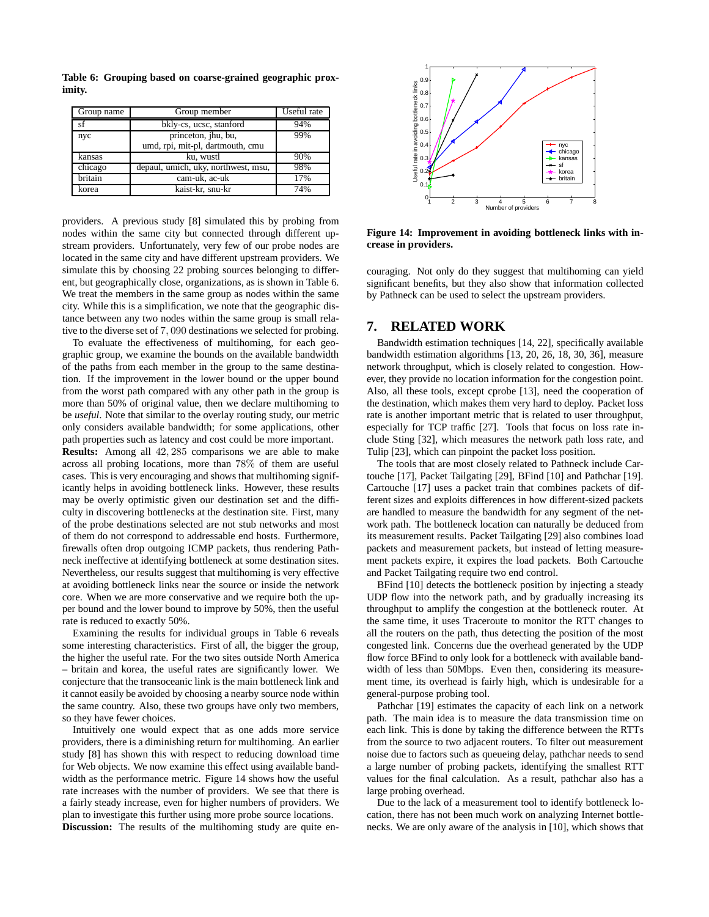**Table 6: Grouping based on coarse-grained geographic proximity.**

| Group name | Group member | Useful rate |
|---|---|---|
| sf | bkly-cs, ucsc, stanford | 94% |
| nyc | princeton, jhu, bu, umd, rpi, mit-pl, dartmouth, cmu | 99% |
| kansas | ku, wustl | 90% |
| chicago | depaul, umich, uky, northwest, msu, | 98% |
| britain | cam-uk, ac-uk | 17% |
| korea | kaist-kr, snu-kr | 74% |

providers. A previous study [8] simulated this by probing from nodes within the same city but connected through different upstream providers. Unfortunately, very few of our probe nodes are located in the same city and have different upstream providers. We simulate this by choosing 22 probing sources belonging to different, but geographically close, organizations, as is shown in Table 6. We treat the members in the same group as nodes within the same city. While this is a simplification, we note that the geographic distance between any two nodes within the same group is small relative to the diverse set of $7,090$ destinations we selected for probing.

To evaluate the effectiveness of multihoming, for each geographic group, we examine the bounds on the available bandwidth of the paths from each member in the group to the same destination. If the improvement in the lower bound or the upper bound from the worst path compared with any other path in the group is more than 50% of original value, then we declare multihoming to be *useful*. Note that similar to the overlay routing study, our metric only considers available bandwidth; for some applications, other path properties such as latency and cost could be more important.

**Results:** Among all $42,285$ comparisons we are able to make across all probing locations, more than $78\%$ of them are useful cases. This is very encouraging and shows that multihoming significantly helps in avoiding bottleneck links. However, these results may be overly optimistic given our destination set and the difficulty in discovering bottlenecks at the destination site. First, many of the probe destinations selected are not stub networks and most of them do not correspond to addressable end hosts. Furthermore, firewalls often drop outgoing ICMP packets, thus rendering Pathneck ineffective at identifying bottleneck at some destination sites. Nevertheless, our results suggest that multihoming is very effective at avoiding bottleneck links near the source or inside the network core. When we are more conservative and we require both the upper bound and the lower bound to improve by 50%, then the useful rate is reduced to exactly 50%.

Examining the results for individual groups in Table 6 reveals some interesting characteristics. First of all, the bigger the group, the higher the useful rate. For the two sites outside North America – britain and korea, the useful rates are significantly lower. We conjecture that the transoceanic link is the main bottleneck link and it cannot easily be avoided by choosing a nearby source node within the same country. Also, these two groups have only two members, so they have fewer choices.

Intuitively one would expect that as one adds more service providers, there is a diminishing return for multihoming. An earlier study [8] has shown this with respect to reducing download time for Web objects. We now examine this effect using available bandwidth as the performance metric. Figure 14 shows how the useful rate increases with the number of providers. We see that there is a fairly steady increase, even for higher numbers of providers. We plan to investigate this further using more probe source locations.

**Discussion:** The results of the multihoming study are quite encouraging. Not only do they suggest that multihoming can yield significant benefits, but they also show that information collected by Pathneck can be used to select the upstream providers.

**Figure 14: Improvement in avoiding bottleneck links with increase in providers.**

## 7. RELATED WORK

Bandwidth estimation techniques [14, 22], specifically available bandwidth estimation algorithms [13, 20, 26, 18, 30, 36], measure network throughput, which is closely related to congestion. However, they provide no location information for the congestion point. Also, all these tools, except cprobe [13], need the cooperation of the destination, which makes them very hard to deploy. Packet loss rate is another important metric that is related to user throughput, especially for TCP traffic [27]. Tools that focus on loss rate include Sting [32], which measures the network path loss rate, and Tulip [23], which can pinpoint the packet loss position.

The tools that are most closely related to Pathneck include Cartouche [17], Packet Tailgating [29], BFind [10] and Pathchar [19]. Cartouche [17] uses a packet train that combines packets of different sizes and exploits differences in how different-sized packets are handled to measure the bandwidth for any segment of the network path. The bottleneck location can naturally be deduced from its measurement results. Packet Tailgating [29] also combines load packets and measurement packets, but instead of letting measurement packets expire, it expires the load packets. Both Cartouche and Packet Tailgating require two end control.

BFind [10] detects the bottleneck position by injecting a steady UDP flow into the network path, and by gradually increasing its throughput to amplify the congestion at the bottleneck router. At the same time, it uses Traceroute to monitor the RTT changes to all the routers on the path, thus detecting the position of the most congested link. Concerns due the overhead generated by the UDP flow force BFind to only look for a bottleneck with available bandwidth of less than 50Mbps. Even then, considering its measurement time, its overhead is fairly high, which is undesirable for a general-purpose probing tool.

Pathchar [19] estimates the capacity of each link on a network path. The main idea is to measure the data transmission time on each link. This is done by taking the difference between the RTTs from the source to two adjacent routers. To filter out measurement noise due to factors such as queueing delay, pathchar needs to send a large number of probing packets, identifying the smallest RTT values for the final calculation. As a result, pathchar also has a large probing overhead.

Due to the lack of a measurement tool to identify bottleneck location, there has not been much work on analyzing Internet bottlenecks. We are only aware of the analysis in [10], which shows that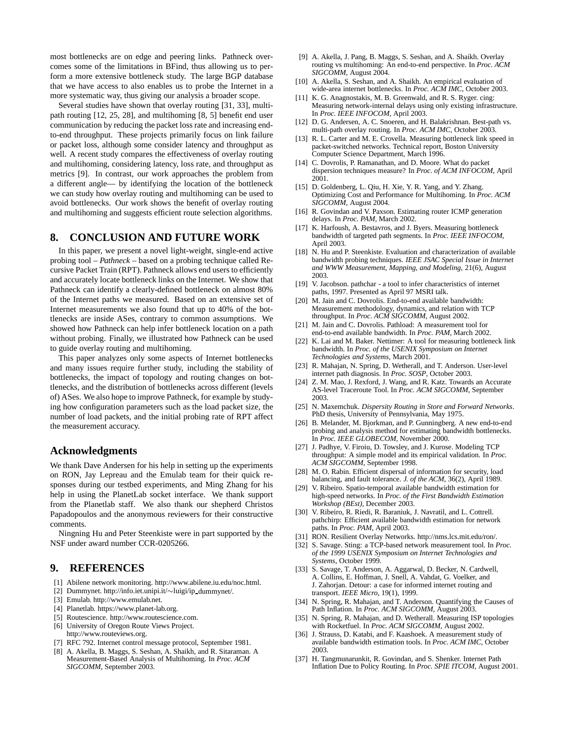most bottlenecks are on edge and peering links. Pathneck overcomes some of the limitations in BFind, thus allowing us to perform a more extensive bottleneck study. The large BGP database that we have access to also enables us to probe the Internet in a more systematic way, thus giving our analysis a broader scope.

Several studies have shown that overlay routing [31, 33], multipath routing [12, 25, 28], and multihoming [8, 5] benefit end user communication by reducing the packet loss rate and increasing end-to-end throughput. These projects primarily focus on link failure or packet loss, although some consider latency and throughput as well. A recent study compares the effectiveness of overlay routing and multihoming, considering latency, loss rate, and throughput as metrics [9]. In contrast, our work approaches the problem from a different angle— by identifying the location of the bottleneck we can study how overlay routing and multihoming can be used to avoid bottlenecks. Our work shows the benefit of overlay routing and multihoming and suggests efficient route selection algorithms.

## 8. CONCLUSION AND FUTURE WORK

In this paper, we present a novel light-weight, single-end active probing tool – *Pathneck* – based on a probing technique called Recursive Packet Train (RPT). Pathneck allows end users to efficiently and accurately locate bottleneck links on the Internet. We show that Pathneck can identify a clearly-defined bottleneck on almost 80% of the Internet paths we measured. Based on an extensive set of Internet measurements we also found that up to 40% of the bottlenecks are inside ASes, contrary to common assumptions. We showed how Pathneck can help infer bottleneck location on a path without probing. Finally, we illustrated how Pathneck can be used to guide overlay routing and multihoming.

This paper analyzes only some aspects of Internet bottlenecks and many issues require further study, including the stability of bottlenecks, the impact of topology and routing changes on bottlenecks, and the distribution of bottlenecks across different (levels of) ASes. We also hope to improve Pathneck, for example by studying how configuration parameters such as the load packet size, the number of load packets, and the initial probing rate of RPT affect the measurement accuracy.

## Acknowledgments

We thank Dave Andersen for his help in setting up the experiments on RON, Jay Lepreau and the Emulab team for their quick responses during our testbed experiments, and Ming Zhang for his help in using the PlanetLab socket interface. We thank support from the Planetlab staff. We also thank our shepherd Christos Papadopoulos and the anonymous reviewers for their constructive comments.

Ningning Hu and Peter Steenkiste were in part supported by the NSF under award number CCR-0205266.

## 9. REFERENCES

[1] Abilene network monitoring. http://www.abilene.iu.edu/noc.html.

[2] Dummynet. http://info.iet.unipi.it/∼luigi/ip_dummynet/.

[3] Emulab. http://www.emulab.net.

[4] Planetlab. https://www.planet-lab.org.

[5] Routescience. http://www.routescience.com.

[6] University of Oregon Route Views Project. http://www.routeviews.org.

[7] RFC 792. Internet control message protocol, September 1981.

[8] A. Akella, B. Maggs, S. Seshan, A. Shaikh, and R. Sitaraman. A Measurement-Based Analysis of Multihoming. In *Proc. ACM SIGCOMM*, September 2003.

[9] A. Akella, J. Pang, B. Maggs, S. Seshan, and A. Shaikh. Overlay routing vs multihoming: An end-to-end perspective. In *Proc. ACM SIGCOMM*, August 2004.

[10] A. Akella, S. Seshan, and A. Shaikh. An empirical evaluation of wide-area internet bottlenecks. In *Proc. ACM IMC*, October 2003.

[11] K. G. Anagnostakis, M. B. Greenwald, and R. S. Ryger. cing: Measuring network-internal delays using only existing infrastructure. In *Proc. IEEE INFOCOM*, April 2003.

[12] D. G. Andersen, A. C. Snoeren, and H. Balakrishnan. Best-path vs. multi-path overlay routing. In *Proc. ACM IMC*, October 2003.

[13] R. L. Carter and M. E. Crovella. Measuring bottleneck link speed in packet-switched networks. Technical report, Boston University Computer Science Department, March 1996.

[14] C. Dovrolis, P. Ramanathan, and D. Moore. What do packet dispersion techniques measure? In *Proc. of ACM INFOCOM*, April 2001.

[15] D. Goldenberg, L. Qiu, H. Xie, Y. R. Yang, and Y. Zhang. Optimizing Cost and Performance for Multihoming. In *Proc. ACM SIGCOMM*, August 2004.

[16] R. Govindan and V. Paxson. Estimating router ICMP generation delays. In *Proc. PAM*, March 2002.

[17] K. Harfoush, A. Bestavros, and J. Byers. Measuring bottleneck bandwidth of targeted path segments. In *Proc. IEEE INFOCOM*, April 2003.

[18] N. Hu and P. Steenkiste. Evaluation and characterization of available bandwidth probing techniques. *IEEE JSAC Special Issue in Internet and WWW Measurement, Mapping, and Modeling*, 21(6), August 2003.

[19] V. Jacobson. pathchar - a tool to infer characteristics of internet paths, 1997. Presented as April 97 MSRI talk.

[20] M. Jain and C. Dovrolis. End-to-end available bandwidth: Measurement methodology, dynamics, and relation with TCP throughput. In *Proc. ACM SIGCOMM*, August 2002.

[21] M. Jain and C. Dovrolis. Pathload: A measurement tool for end-to-end available bandwidth. In *Proc. PAM*, March 2002.

[22] K. Lai and M. Baker. Nettimer: A tool for measuring bottleneck link bandwidth. In *Proc. of the USENIX Symposium on Internet Technologies and Systems*, March 2001.

[23] R. Mahajan, N. Spring, D. Wetherall, and T. Anderson. User-level internet path diagnosis. In *Proc. SOSP*, October 2003.

[24] Z. M. Mao, J. Rexford, J. Wang, and R. Katz. Towards an Accurate AS-level Traceroute Tool. In *Proc. ACM SIGCOMM*, September 2003.

[25] N. Maxemchuk. *Dispersity Routing in Store and Forward Networks*. PhD thesis, University of Pennsylvania, May 1975.

[26] B. Melander, M. Bjorkman, and P. Gunningberg. A new end-to-end probing and analysis method for estimating bandwidth bottlenecks. In *Proc. IEEE GLOBECOM*, November 2000.

[27] J. Padhye, V. Firoiu, D. Towsley, and J. Kurose. Modeling TCP throughput: A simple model and its empirical validation. In *Proc. ACM SIGCOMM*, September 1998.

[28] M. O. Rabin. Efficient dispersal of information for security, load balancing, and fault tolerance. *J. of the ACM*, 36(2), April 1989.

[29] V. Ribeiro. Spatio-temporal available bandwidth estimation for high-speed networks. In *Proc. of the First Bandwidth Estimation Workshop (BEst)*, December 2003.

[30] V. Ribeiro, R. Riedi, R. Baraniuk, J. Navratil, and L. Cottrell. pathchirp: Efficient available bandwidth estimation for network paths. In *Proc. PAM*, April 2003.

[31] RON. Resilient Overlay Networks. http://nms.lcs.mit.edu/ron/.

[32] S. Savage. Sting: a TCP-based network measurement tool. In *Proc. of the 1999 USENIX Symposium on Internet Technologies and Systems*, October 1999.

[33] S. Savage, T. Anderson, A. Aggarwal, D. Becker, N. Cardwell, A. Collins, E. Hoffman, J. Snell, A. Vahdat, G. Voelker, and J. Zahorjan. Detour: a case for informed internet routing and transport. *IEEE Micro*, 19(1), 1999.

[34] N. Spring, R. Mahajan, and T. Anderson. Quantifying the Causes of Path Inflation. In *Proc. ACM SIGCOMM*, August 2003.

[35] N. Spring, R. Mahajan, and D. Wetherall. Measuring ISP topologies with Rocketfuel. In *Proc. ACM SIGCOMM*, August 2002.

[36] J. Strauss, D. Katabi, and F. Kaashoek. A measurement study of available bandwidth estimation tools. In *Proc. ACM IMC*, October 2003.

[37] H. Tangmunarunkit, R. Govindan, and S. Shenker. Internet Path Inflation Due to Policy Routing. In *Proc. SPIE ITCOM*, August 2001.